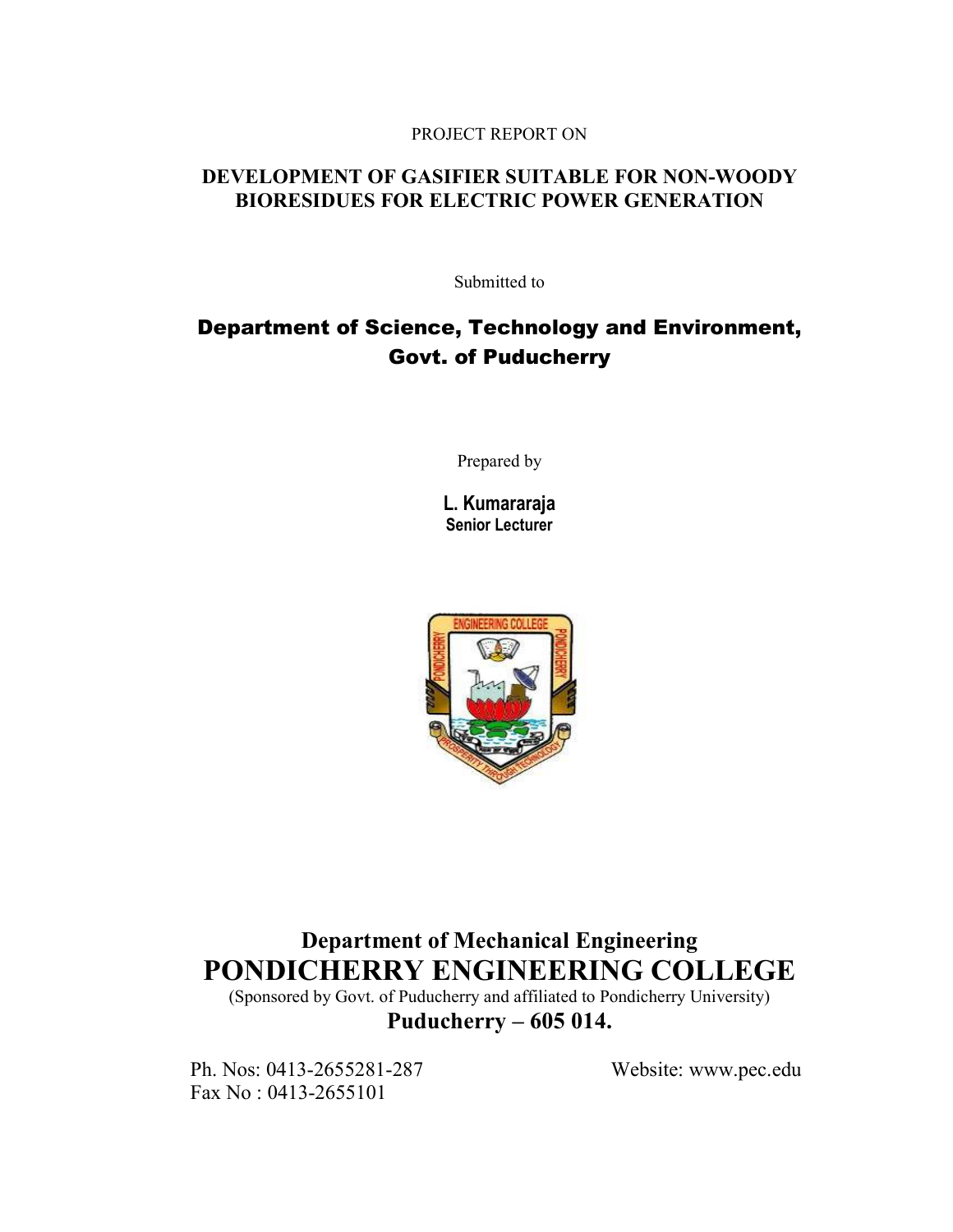PROJECT REPORT ON

# DEVELOPMENT OF GASIFIER SUITABLE FOR NON-WOODY BIORESIDUES FOR ELECTRIC POWER GENERATION

Submitted to

## Department of Science, Technology and Environment, Govt. of Puducherry

Prepared by

**L. Kumararaja**
**Senior Lecturer**

## Department of Mechanical Engineering

# PONDICHERRY ENGINEERING COLLEGE

(Sponsored by Govt. of Puducherry and affiliated to Pondicherry University)

**Puducherry – 605 014.**

Ph. Nos: 0413-2655281-287
Fax No : 0413-2655101

Website: www.pec.edu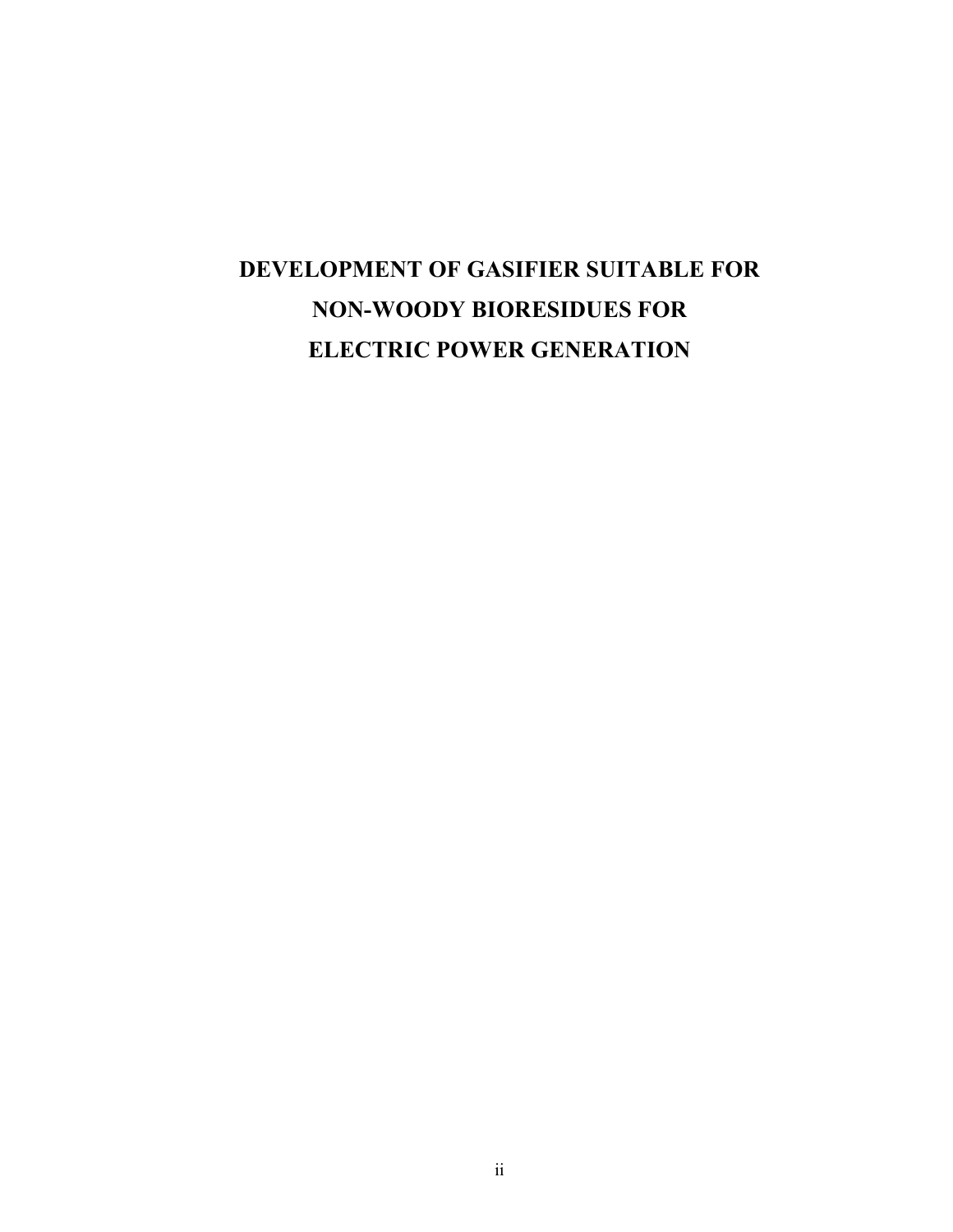# DEVELOPMENT OF GASIFIER SUITABLE FOR NON-WOODY BIORESIDUES FOR ELECTRIC POWER GENERATION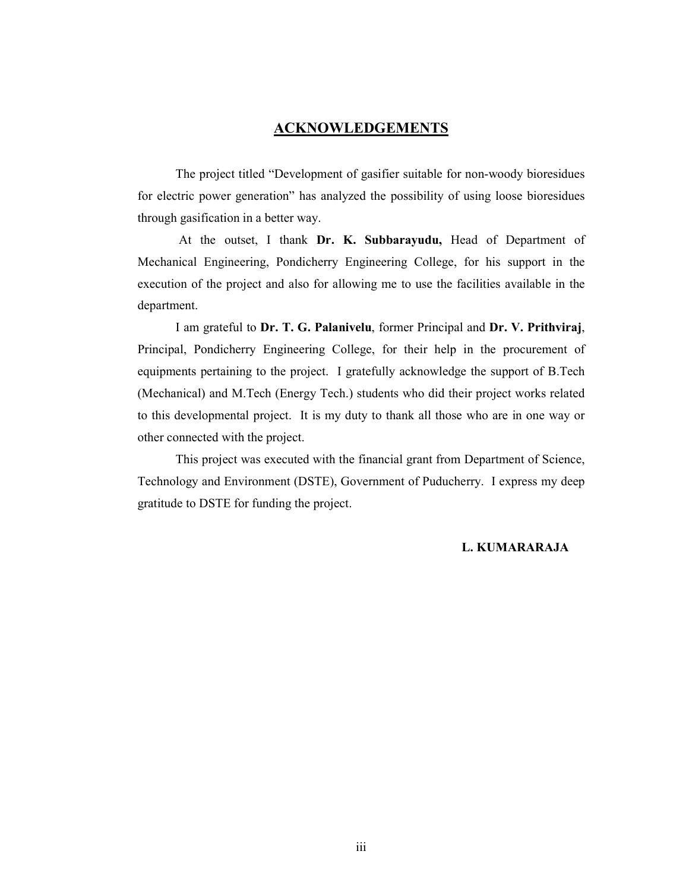# ACKNOWLEDGEMENTS

The project titled "Development of gasifier suitable for non-woody bioresidues for electric power generation" has analyzed the possibility of using loose bioresidues through gasification in a better way.

At the outset, I thank **Dr. K. Subbarayudu,** Head of Department of Mechanical Engineering, Pondicherry Engineering College, for his support in the execution of the project and also for allowing me to use the facilities available in the department.

I am grateful to **Dr. T. G. Palanivelu**, former Principal and **Dr. V. Prithviraj**, Principal, Pondicherry Engineering College, for their help in the procurement of equipments pertaining to the project. I gratefully acknowledge the support of B.Tech (Mechanical) and M.Tech (Energy Tech.) students who did their project works related to this developmental project. It is my duty to thank all those who are in one way or other connected with the project.

This project was executed with the financial grant from Department of Science, Technology and Environment (DSTE), Government of Puducherry. I express my deep gratitude to DSTE for funding the project.

**L. KUMARARAJA**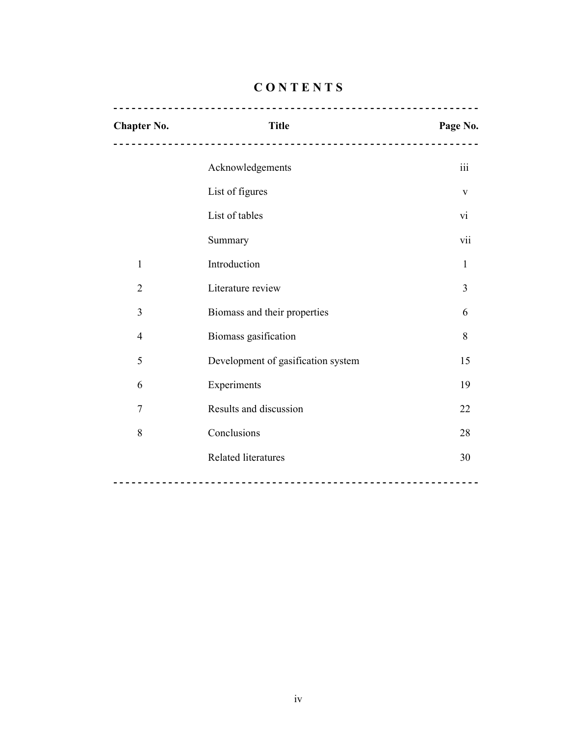# CONTENTS

| Chapter No. | Title | Page No. |
|---|---|---|
| | Acknowledgements | iii |
| | List of figures | v |
| | List of tables | vi |
| | Summary | vii |
| 1 | Introduction | 1 |
| 2 | Literature review | 3 |
| 3 | Biomass and their properties | 6 |
| 4 | Biomass gasification | 8 |
| 5 | Development of gasification system | 15 |
| 6 | Experiments | 19 |
| 7 | Results and discussion | 22 |
| 8 | Conclusions | 28 |
| | Related literatures | 30 |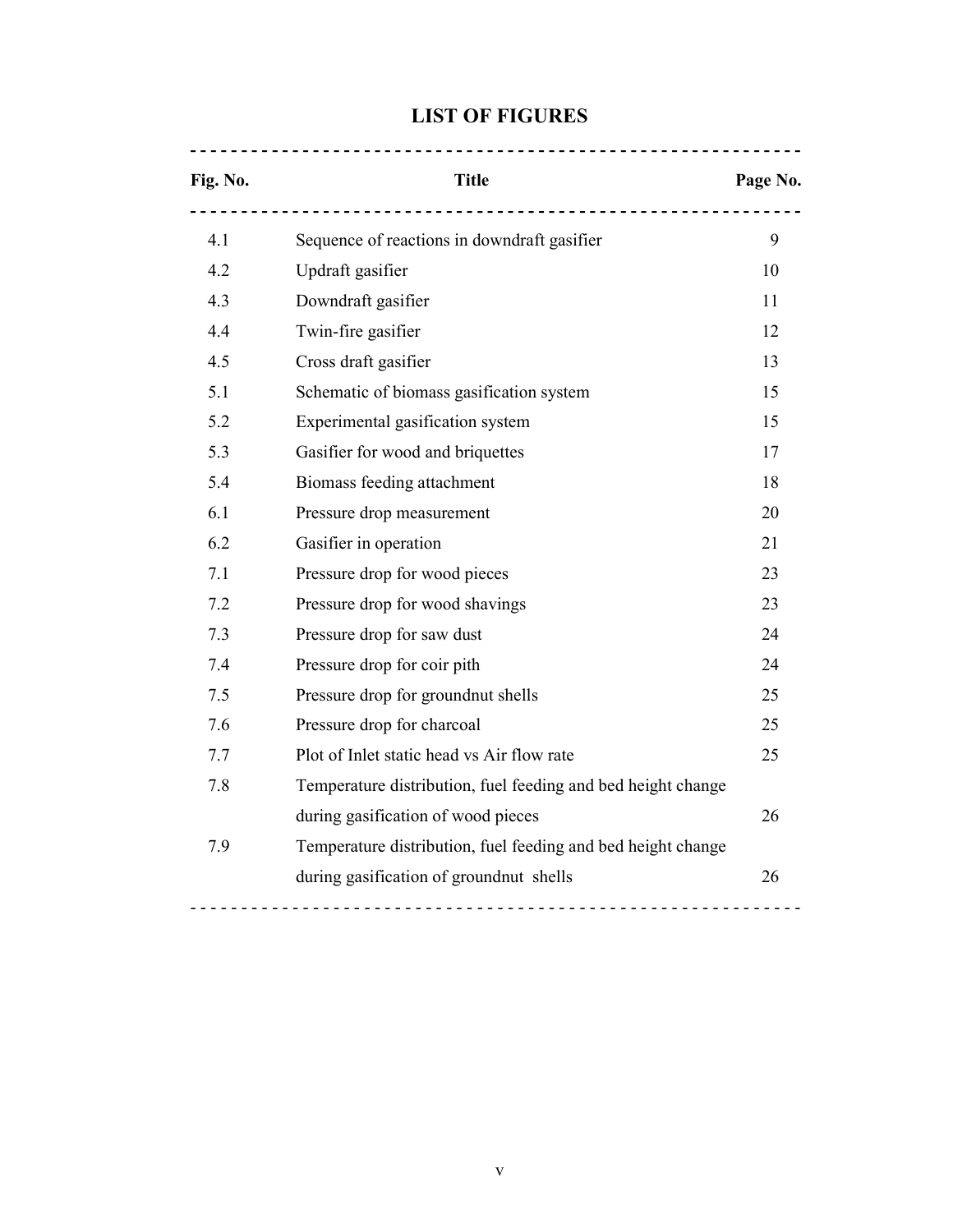# LIST OF FIGURES

| Fig. No. | Title | Page No. |
|---|---|---|
| 4.1 | Sequence of reactions in downdraft gasifier | 9 |
| 4.2 | Updraft gasifier | 10 |
| 4.3 | Downdraft gasifier | 11 |
| 4.4 | Twin-fire gasifier | 12 |
| 4.5 | Cross draft gasifier | 13 |
| 5.1 | Schematic of biomass gasification system | 15 |
| 5.2 | Experimental gasification system | 15 |
| 5.3 | Gasifier for wood and briquettes | 17 |
| 5.4 | Biomass feeding attachment | 18 |
| 6.1 | Pressure drop measurement | 20 |
| 6.2 | Gasifier in operation | 21 |
| 7.1 | Pressure drop for wood pieces | 23 |
| 7.2 | Pressure drop for wood shavings | 23 |
| 7.3 | Pressure drop for saw dust | 24 |
| 7.4 | Pressure drop for coir pith | 24 |
| 7.5 | Pressure drop for groundnut shells | 25 |
| 7.6 | Pressure drop for charcoal | 25 |
| 7.7 | Plot of Inlet static head vs Air flow rate | 25 |
| 7.8 | Temperature distribution, fuel feeding and bed height change during gasification of wood pieces | 26 |
| 7.9 | Temperature distribution, fuel feeding and bed height change during gasification of groundnut shells | 26 |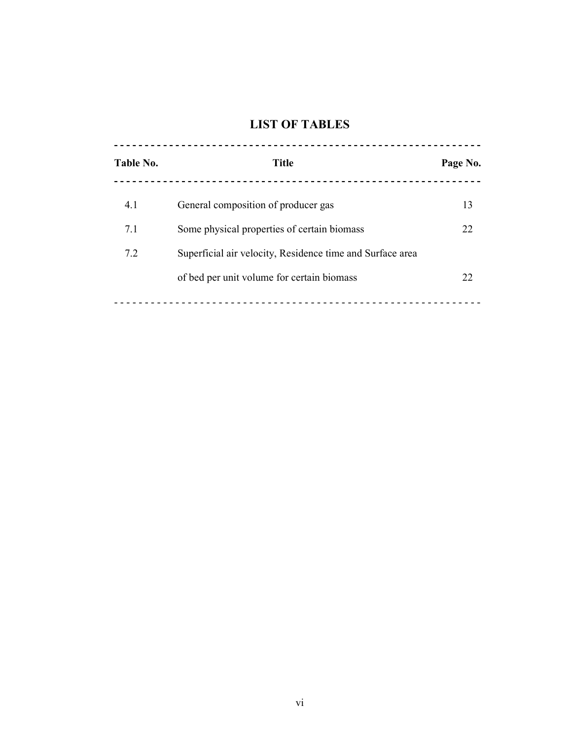# LIST OF TABLES

| Table No. | Title | Page No. |
|---|---|---|
| 4.1 | General composition of producer gas | 13 |
| 7.1 | Some physical properties of certain biomass | 22 |
| 7.2 | Superficial air velocity, Residence time and Surface area of bed per unit volume for certain biomass | 22 |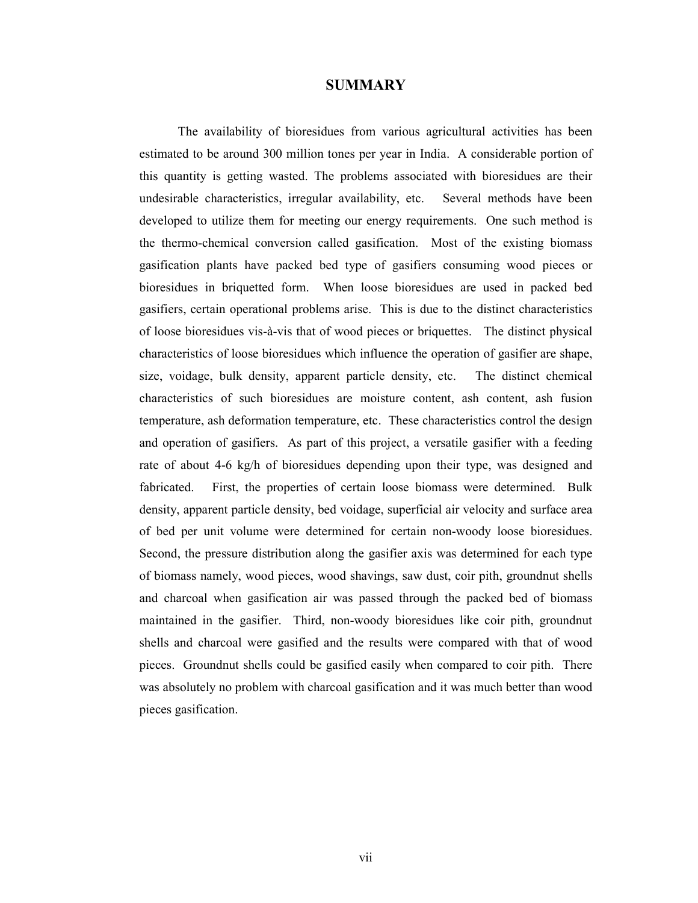# SUMMARY

The availability of bioresidues from various agricultural activities has been estimated to be around 300 million tones per year in India. A considerable portion of this quantity is getting wasted. The problems associated with bioresidues are their undesirable characteristics, irregular availability, etc. Several methods have been developed to utilize them for meeting our energy requirements. One such method is the thermo-chemical conversion called gasification. Most of the existing biomass gasification plants have packed bed type of gasifiers consuming wood pieces or bioresidues in briquetted form. When loose bioresidues are used in packed bed gasifiers, certain operational problems arise. This is due to the distinct characteristics of loose bioresidues vis-à-vis that of wood pieces or briquettes. The distinct physical characteristics of loose bioresidues which influence the operation of gasifier are shape, size, voidage, bulk density, apparent particle density, etc. The distinct chemical characteristics of such bioresidues are moisture content, ash content, ash fusion temperature, ash deformation temperature, etc. These characteristics control the design and operation of gasifiers. As part of this project, a versatile gasifier with a feeding rate of about 4-6 kg/h of bioresidues depending upon their type, was designed and fabricated. First, the properties of certain loose biomass were determined. Bulk density, apparent particle density, bed voidage, superficial air velocity and surface area of bed per unit volume were determined for certain non-woody loose bioresidues. Second, the pressure distribution along the gasifier axis was determined for each type of biomass namely, wood pieces, wood shavings, saw dust, coir pith, groundnut shells and charcoal when gasification air was passed through the packed bed of biomass maintained in the gasifier. Third, non-woody bioresidues like coir pith, groundnut shells and charcoal were gasified and the results were compared with that of wood pieces. Groundnut shells could be gasified easily when compared to coir pith. There was absolutely no problem with charcoal gasification and it was much better than wood pieces gasification.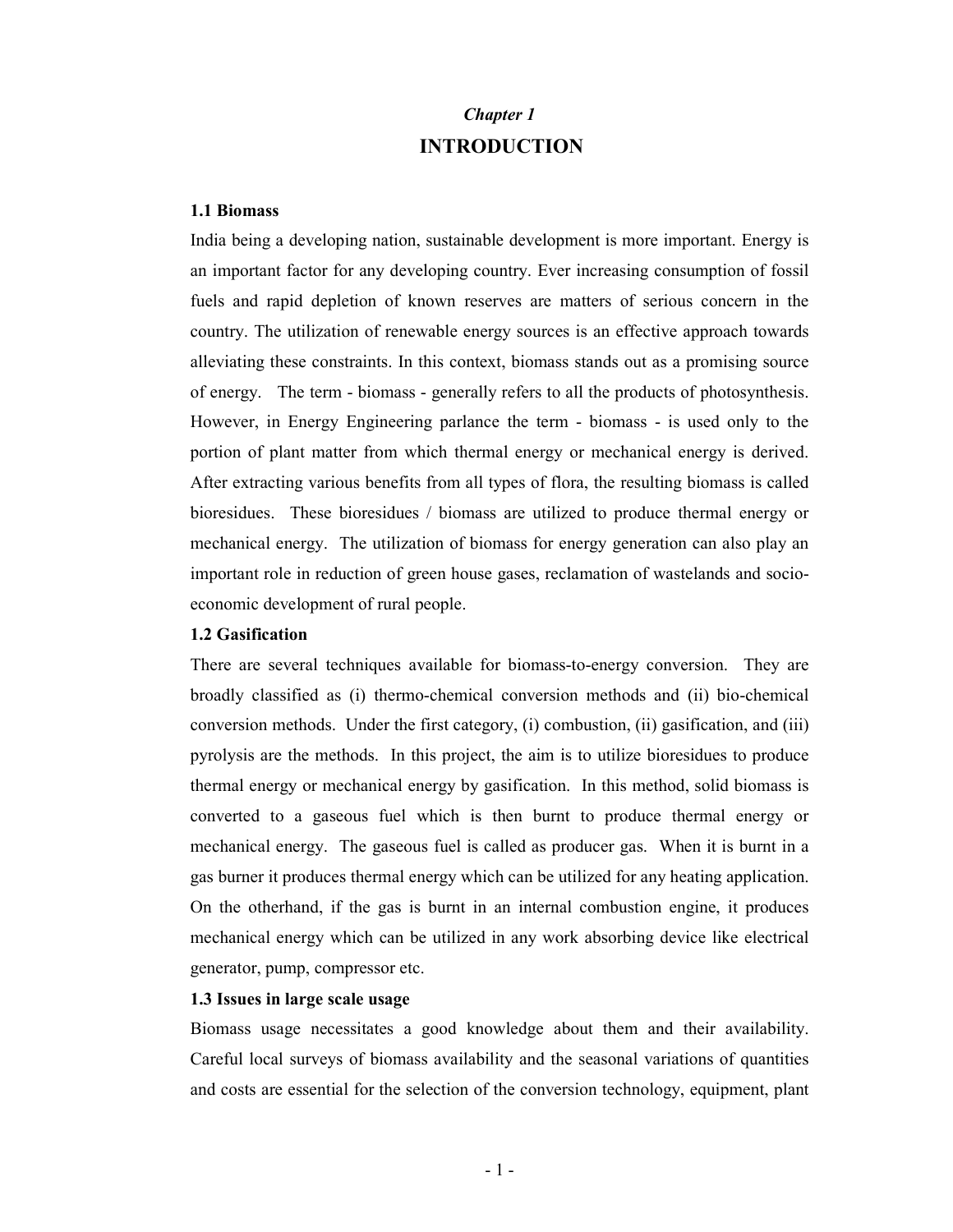*Chapter 1*

# INTRODUCTION

### 1.1 Biomass

India being a developing nation, sustainable development is more important. Energy is an important factor for any developing country. Ever increasing consumption of fossil fuels and rapid depletion of known reserves are matters of serious concern in the country. The utilization of renewable energy sources is an effective approach towards alleviating these constraints. In this context, biomass stands out as a promising source of energy. The term - biomass - generally refers to all the products of photosynthesis. However, in Energy Engineering parlance the term - biomass - is used only to the portion of plant matter from which thermal energy or mechanical energy is derived. After extracting various benefits from all types of flora, the resulting biomass is called bioresidues. These bioresidues / biomass are utilized to produce thermal energy or mechanical energy. The utilization of biomass for energy generation can also play an important role in reduction of green house gases, reclamation of wastelands and socio-economic development of rural people.

### 1.2 Gasification

There are several techniques available for biomass-to-energy conversion. They are broadly classified as (i) thermo-chemical conversion methods and (ii) bio-chemical conversion methods. Under the first category, (i) combustion, (ii) gasification, and (iii) pyrolysis are the methods. In this project, the aim is to utilize bioresidues to produce thermal energy or mechanical energy by gasification. In this method, solid biomass is converted to a gaseous fuel which is then burnt to produce thermal energy or mechanical energy. The gaseous fuel is called as producer gas. When it is burnt in a gas burner it produces thermal energy which can be utilized for any heating application. On the otherhand, if the gas is burnt in an internal combustion engine, it produces mechanical energy which can be utilized in any work absorbing device like electrical generator, pump, compressor etc.

### 1.3 Issues in large scale usage

Biomass usage necessitates a good knowledge about them and their availability. Careful local surveys of biomass availability and the seasonal variations of quantities and costs are essential for the selection of the conversion technology, equipment, plant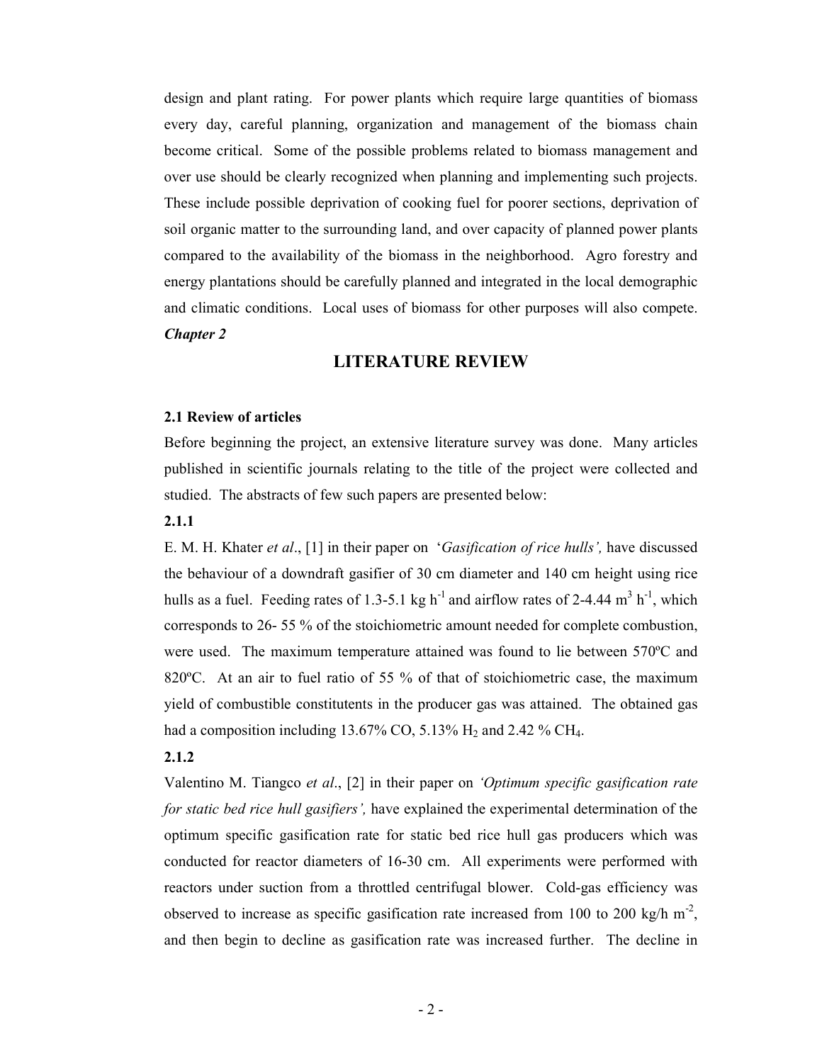design and plant rating. For power plants which require large quantities of biomass every day, careful planning, organization and management of the biomass chain become critical. Some of the possible problems related to biomass management and over use should be clearly recognized when planning and implementing such projects. These include possible deprivation of cooking fuel for poorer sections, deprivation of soil organic matter to the surrounding land, and over capacity of planned power plants compared to the availability of the biomass in the neighborhood. Agro forestry and energy plantations should be carefully planned and integrated in the local demographic and climatic conditions. Local uses of biomass for other purposes will also compete.

***Chapter 2***

# LITERATURE REVIEW

## 2.1 Review of articles

Before beginning the project, an extensive literature survey was done. Many articles published in scientific journals relating to the title of the project were collected and studied. The abstracts of few such papers are presented below:

### 2.1.1

E. M. H. Khater *et al*., [1] in their paper on '*Gasification of rice hulls',* have discussed the behaviour of a downdraft gasifier of 30 cm diameter and 140 cm height using rice hulls as a fuel. Feeding rates of 1.3-5.1 kg $h^{-1}$ and airflow rates of 2-4.44 $m^3$ $h^{-1}$, which corresponds to 26- 55 % of the stoichiometric amount needed for complete combustion, were used. The maximum temperature attained was found to lie between 570ºC and 820ºC. At an air to fuel ratio of 55 % of that of stoichiometric case, the maximum yield of combustible constitutents in the producer gas was attained. The obtained gas had a composition including 13.67% CO, 5.13% $H_2$ and 2.42 % $CH_4$.

### 2.1.2

Valentino M. Tiangco *et al*., [2] in their paper on *'Optimum specific gasification rate for static bed rice hull gasifiers',* have explained the experimental determination of the optimum specific gasification rate for static bed rice hull gas producers which was conducted for reactor diameters of 16-30 cm. All experiments were performed with reactors under suction from a throttled centrifugal blower. Cold-gas efficiency was observed to increase as specific gasification rate increased from 100 to 200 kg/h $m^{-2}$, and then begin to decline as gasification rate was increased further. The decline in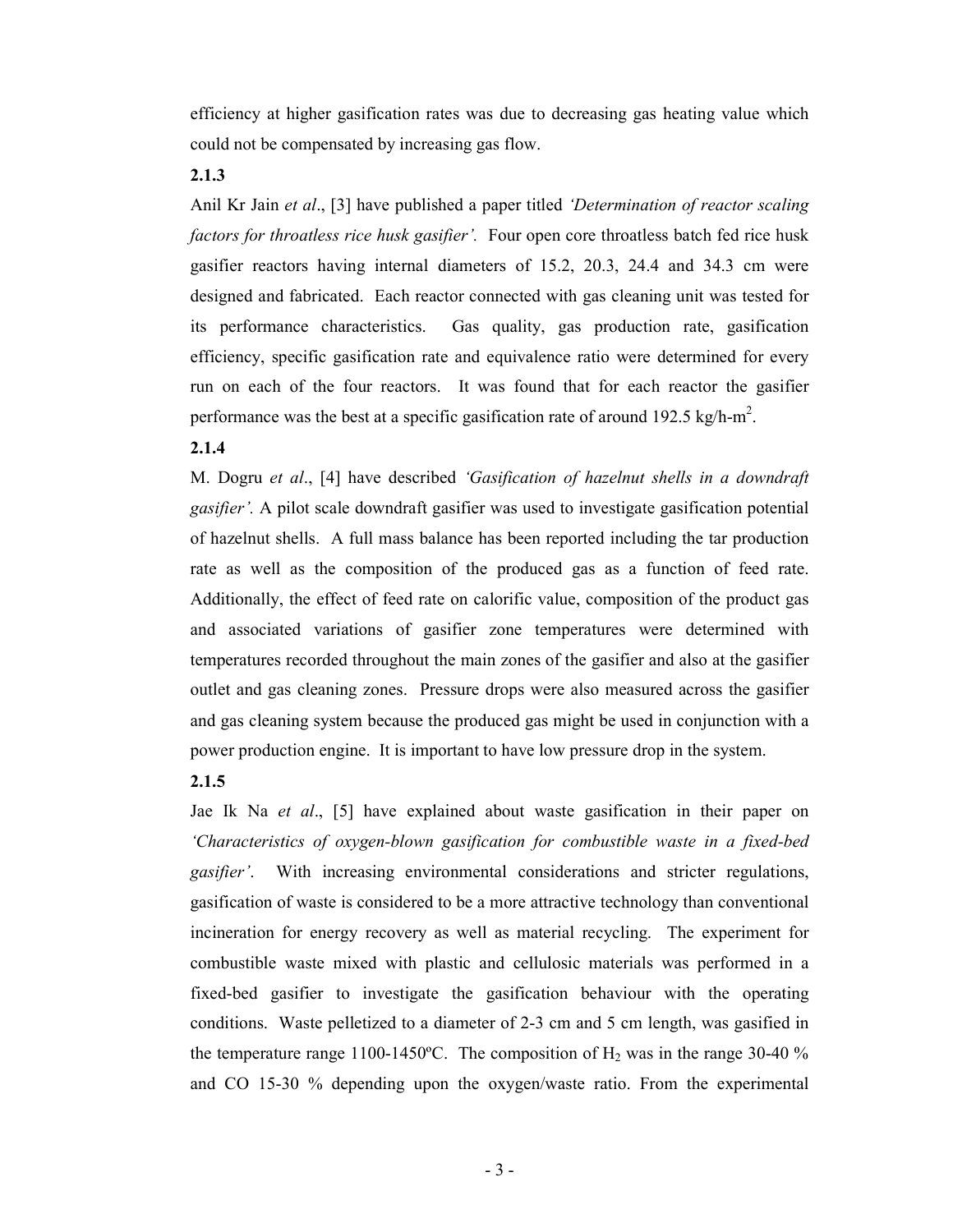efficiency at higher gasification rates was due to decreasing gas heating value which could not be compensated by increasing gas flow.

**2.1.3**

Anil Kr Jain *et al*., [3] have published a paper titled *'Determination of reactor scaling factors for throatless rice husk gasifier'.* Four open core throatless batch fed rice husk gasifier reactors having internal diameters of 15.2, 20.3, 24.4 and 34.3 cm were designed and fabricated. Each reactor connected with gas cleaning unit was tested for its performance characteristics. Gas quality, gas production rate, gasification efficiency, specific gasification rate and equivalence ratio were determined for every run on each of the four reactors. It was found that for each reactor the gasifier performance was the best at a specific gasification rate of around 192.5 kg/h-m$^2$.

**2.1.4**

M. Dogru *et al*., [4] have described *'Gasification of hazelnut shells in a downdraft gasifier'.* A pilot scale downdraft gasifier was used to investigate gasification potential of hazelnut shells. A full mass balance has been reported including the tar production rate as well as the composition of the produced gas as a function of feed rate. Additionally, the effect of feed rate on calorific value, composition of the product gas and associated variations of gasifier zone temperatures were determined with temperatures recorded throughout the main zones of the gasifier and also at the gasifier outlet and gas cleaning zones. Pressure drops were also measured across the gasifier and gas cleaning system because the produced gas might be used in conjunction with a power production engine. It is important to have low pressure drop in the system.

**2.1.5**

Jae Ik Na *et al*., [5] have explained about waste gasification in their paper on *'Characteristics of oxygen-blown gasification for combustible waste in a fixed-bed gasifier'.* With increasing environmental considerations and stricter regulations, gasification of waste is considered to be a more attractive technology than conventional incineration for energy recovery as well as material recycling. The experiment for combustible waste mixed with plastic and cellulosic materials was performed in a fixed-bed gasifier to investigate the gasification behaviour with the operating conditions. Waste pelletized to a diameter of 2-3 cm and 5 cm length, was gasified in the temperature range 1100-1450ºC. The composition of $H_2$ was in the range 30-40 % and CO 15-30 % depending upon the oxygen/waste ratio. From the experimental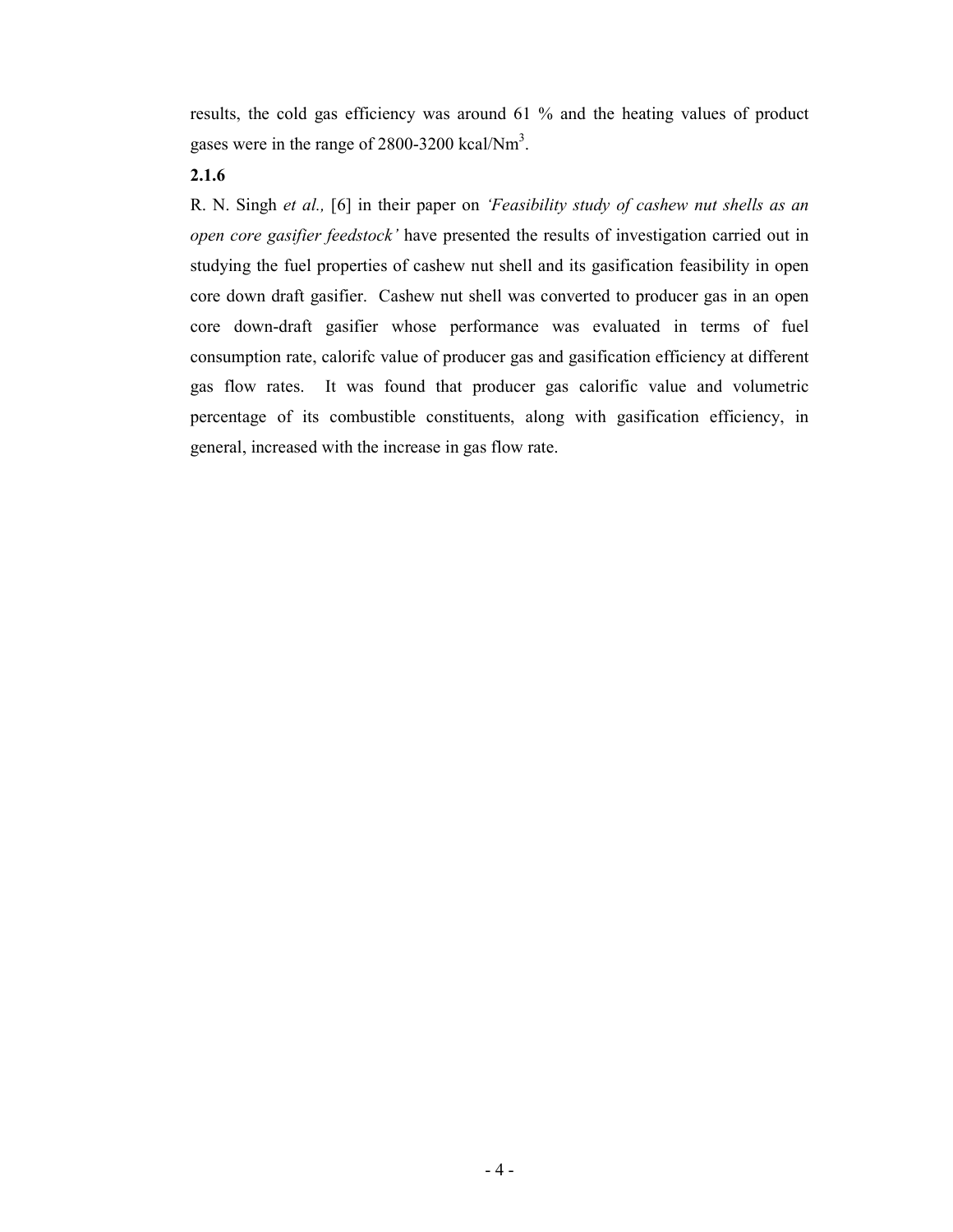results, the cold gas efficiency was around 61 % and the heating values of product gases were in the range of 2800-3200 kcal/$Nm^3$.

**2.1.6**

R. N. Singh *et al.,* [6] in their paper on *'Feasibility study of cashew nut shells as an open core gasifier feedstock'* have presented the results of investigation carried out in studying the fuel properties of cashew nut shell and its gasification feasibility in open core down draft gasifier. Cashew nut shell was converted to producer gas in an open core down-draft gasifier whose performance was evaluated in terms of fuel consumption rate, calorifc value of producer gas and gasification efficiency at different gas flow rates. It was found that producer gas calorific value and volumetric percentage of its combustible constituents, along with gasification efficiency, in general, increased with the increase in gas flow rate.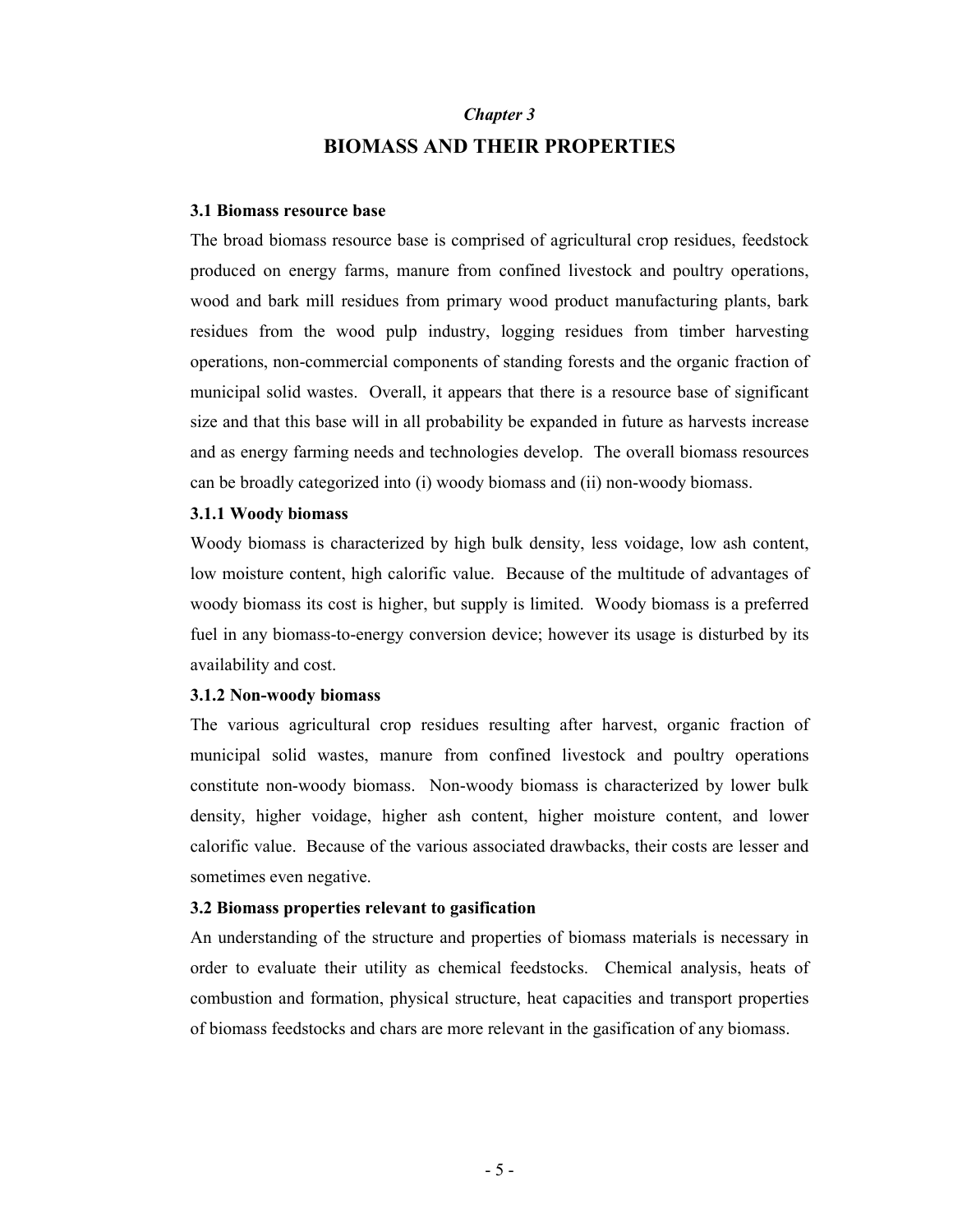*Chapter 3*

# BIOMASS AND THEIR PROPERTIES

## 3.1 Biomass resource base

The broad biomass resource base is comprised of agricultural crop residues, feedstock produced on energy farms, manure from confined livestock and poultry operations, wood and bark mill residues from primary wood product manufacturing plants, bark residues from the wood pulp industry, logging residues from timber harvesting operations, non-commercial components of standing forests and the organic fraction of municipal solid wastes. Overall, it appears that there is a resource base of significant size and that this base will in all probability be expanded in future as harvests increase and as energy farming needs and technologies develop. The overall biomass resources can be broadly categorized into (i) woody biomass and (ii) non-woody biomass.

### 3.1.1 Woody biomass

Woody biomass is characterized by high bulk density, less voidage, low ash content, low moisture content, high calorific value. Because of the multitude of advantages of woody biomass its cost is higher, but supply is limited. Woody biomass is a preferred fuel in any biomass-to-energy conversion device; however its usage is disturbed by its availability and cost.

### 3.1.2 Non-woody biomass

The various agricultural crop residues resulting after harvest, organic fraction of municipal solid wastes, manure from confined livestock and poultry operations constitute non-woody biomass. Non-woody biomass is characterized by lower bulk density, higher voidage, higher ash content, higher moisture content, and lower calorific value. Because of the various associated drawbacks, their costs are lesser and sometimes even negative.

## 3.2 Biomass properties relevant to gasification

An understanding of the structure and properties of biomass materials is necessary in order to evaluate their utility as chemical feedstocks. Chemical analysis, heats of combustion and formation, physical structure, heat capacities and transport properties of biomass feedstocks and chars are more relevant in the gasification of any biomass.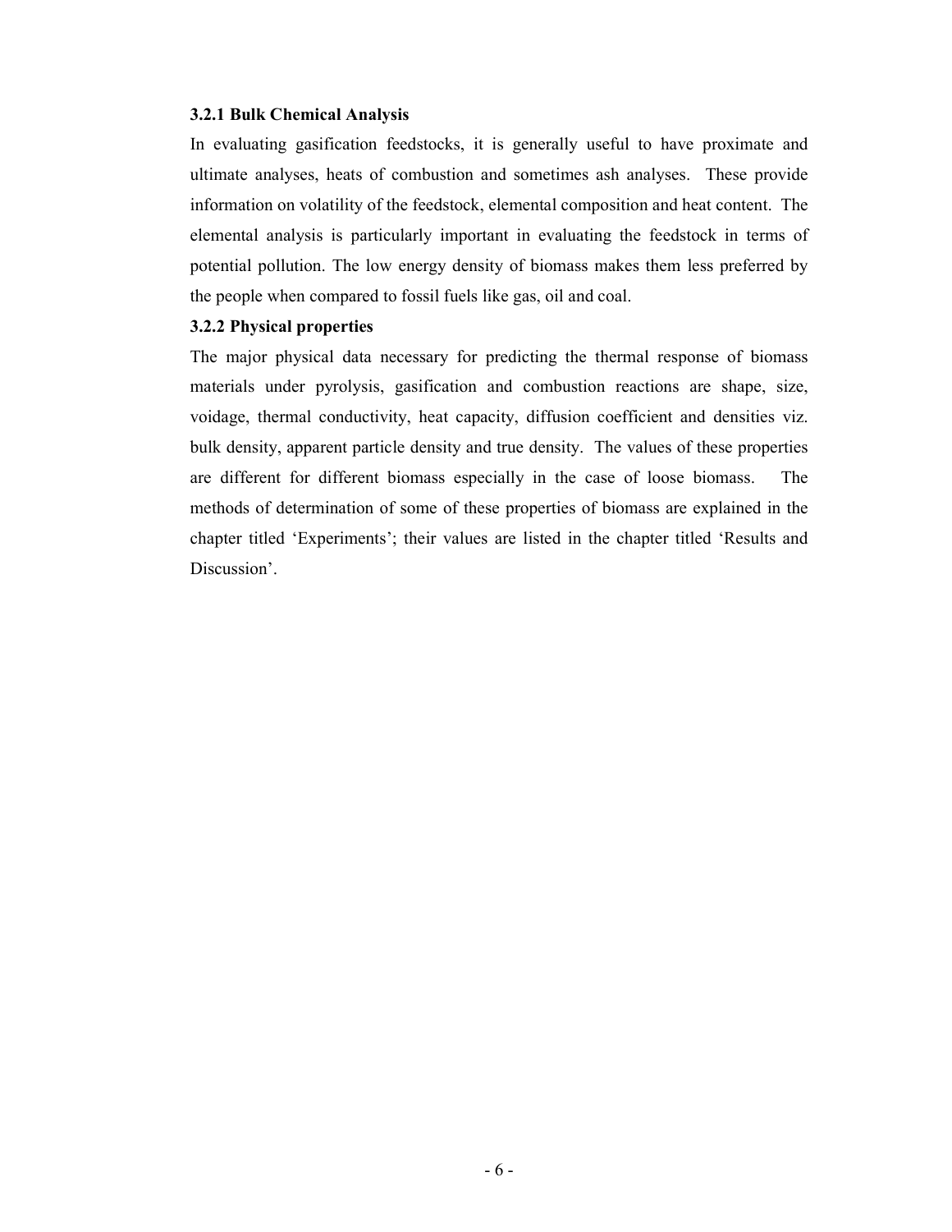### 3.2.1 Bulk Chemical Analysis

In evaluating gasification feedstocks, it is generally useful to have proximate and ultimate analyses, heats of combustion and sometimes ash analyses. These provide information on volatility of the feedstock, elemental composition and heat content. The elemental analysis is particularly important in evaluating the feedstock in terms of potential pollution. The low energy density of biomass makes them less preferred by the people when compared to fossil fuels like gas, oil and coal.

### 3.2.2 Physical properties

The major physical data necessary for predicting the thermal response of biomass materials under pyrolysis, gasification and combustion reactions are shape, size, voidage, thermal conductivity, heat capacity, diffusion coefficient and densities viz. bulk density, apparent particle density and true density. The values of these properties are different for different biomass especially in the case of loose biomass. The methods of determination of some of these properties of biomass are explained in the chapter titled 'Experiments'; their values are listed in the chapter titled 'Results and Discussion'.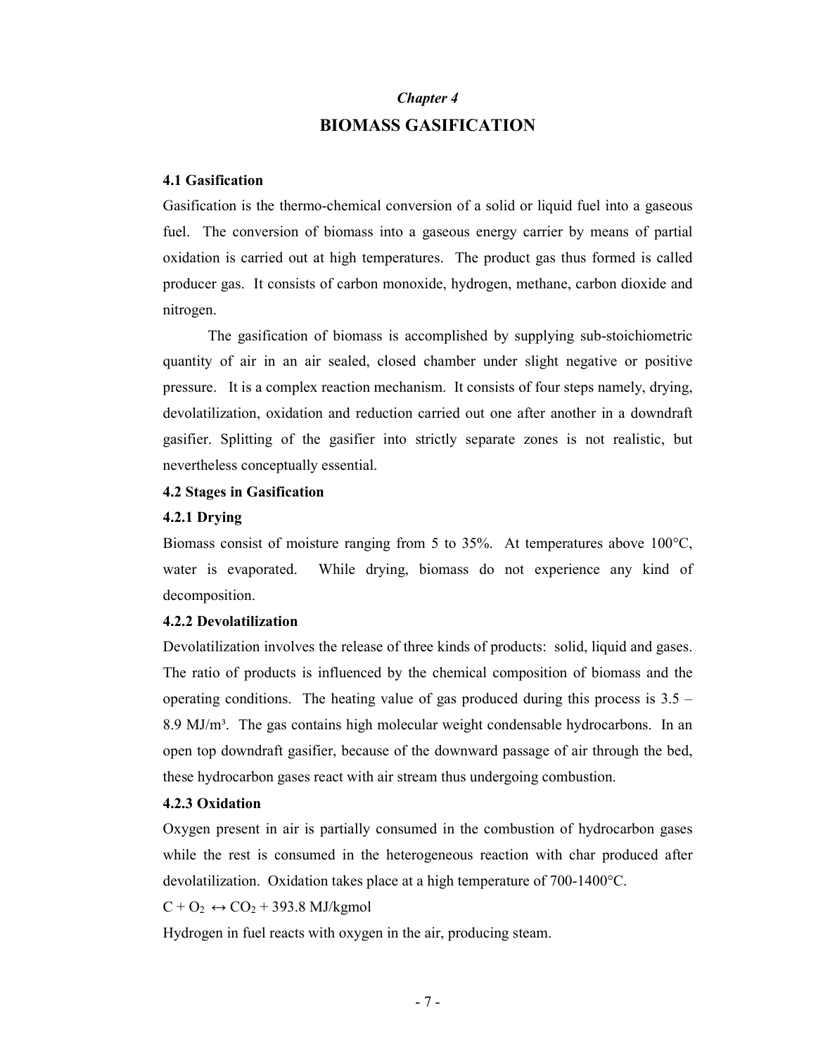*Chapter 4*

# BIOMASS GASIFICATION

## 4.1 Gasification

Gasification is the thermo-chemical conversion of a solid or liquid fuel into a gaseous fuel. The conversion of biomass into a gaseous energy carrier by means of partial oxidation is carried out at high temperatures. The product gas thus formed is called producer gas. It consists of carbon monoxide, hydrogen, methane, carbon dioxide and nitrogen.

The gasification of biomass is accomplished by supplying sub-stoichiometric quantity of air in an air sealed, closed chamber under slight negative or positive pressure. It is a complex reaction mechanism. It consists of four steps namely, drying, devolatilization, oxidation and reduction carried out one after another in a downdraft gasifier. Splitting of the gasifier into strictly separate zones is not realistic, but nevertheless conceptually essential.

## 4.2 Stages in Gasification

### 4.2.1 Drying

Biomass consist of moisture ranging from 5 to 35%. At temperatures above 100°C, water is evaporated. While drying, biomass do not experience any kind of decomposition.

### 4.2.2 Devolatilization

Devolatilization involves the release of three kinds of products: solid, liquid and gases. The ratio of products is influenced by the chemical composition of biomass and the operating conditions. The heating value of gas produced during this process is 3.5 – 8.9 MJ/m³. The gas contains high molecular weight condensable hydrocarbons. In an open top downdraft gasifier, because of the downward passage of air through the bed, these hydrocarbon gases react with air stream thus undergoing combustion.

### 4.2.3 Oxidation

Oxygen present in air is partially consumed in the combustion of hydrocarbon gases while the rest is consumed in the heterogeneous reaction with char produced after devolatilization. Oxidation takes place at a high temperature of 700-1400°C.

$C + O_2 \leftrightarrow CO_2 + 393.8$ MJ/kgmol

Hydrogen in fuel reacts with oxygen in the air, producing steam.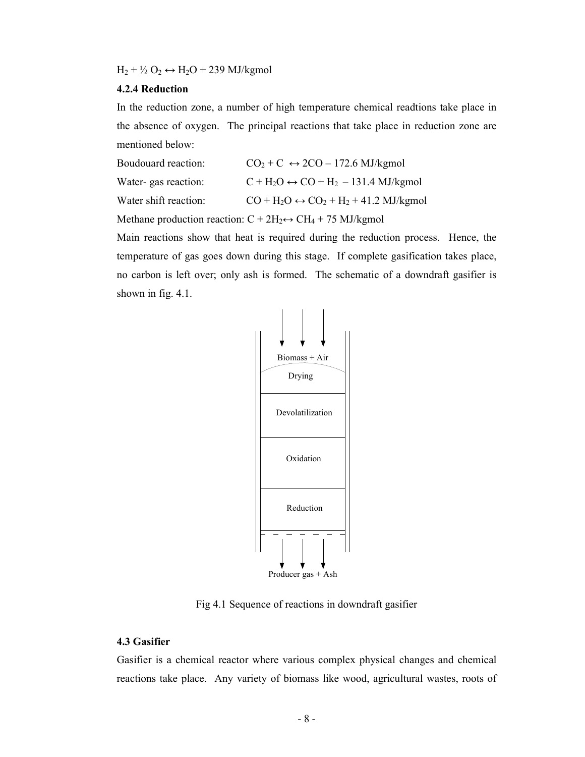$H_2 + ½ O_2 \leftrightarrow H_2O + 239$ MJ/kgmol

### 4.2.4 Reduction

In the reduction zone, a number of high temperature chemical readtions take place in the absence of oxygen. The principal reactions that take place in reduction zone are mentioned below:

Boudouard reaction: $CO_2 + C \leftrightarrow 2CO - 172.6$ MJ/kgmol

Water- gas reaction: $C + H_2O \leftrightarrow CO + H_2 - 131.4$ MJ/kgmol

Water shift reaction: $CO + H_2O \leftrightarrow CO_2 + H_2 + 41.2$ MJ/kgmol

Methane production reaction: $C + 2H_2 \leftrightarrow CH_4 + 75$ MJ/kgmol

Main reactions show that heat is required during the reduction process. Hence, the temperature of gas goes down during this stage. If complete gasification takes place, no carbon is left over; only ash is formed. The schematic of a downdraft gasifier is shown in fig. 4.1.

Biomass + Air

Drying

Devolatilization

Oxidation

Reduction

Producer gas + Ash

Fig 4.1 Sequence of reactions in downdraft gasifier

### 4.3 Gasifier

Gasifier is a chemical reactor where various complex physical changes and chemical reactions take place. Any variety of biomass like wood, agricultural wastes, roots of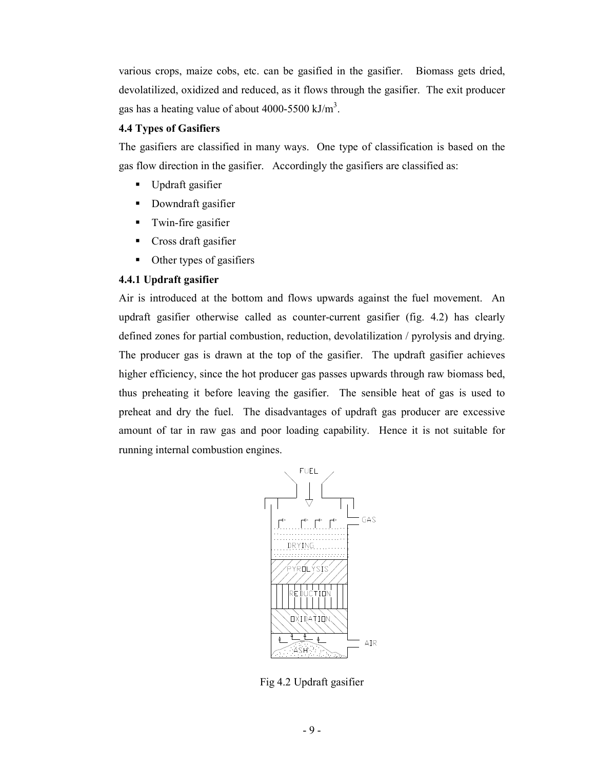various crops, maize cobs, etc. can be gasified in the gasifier. Biomass gets dried, devolatilized, oxidized and reduced, as it flows through the gasifier. The exit producer gas has a heating value of about 4000-5500 kJ/$m^3$.

### 4.4 Types of Gasifiers

The gasifiers are classified in many ways. One type of classification is based on the gas flow direction in the gasifier. Accordingly the gasifiers are classified as:

- Updraft gasifier
- Downdraft gasifier
- Twin-fire gasifier
- Cross draft gasifier
- Other types of gasifiers

#### 4.4.1 Updraft gasifier

Air is introduced at the bottom and flows upwards against the fuel movement. An updraft gasifier otherwise called as counter-current gasifier (fig. 4.2) has clearly defined zones for partial combustion, reduction, devolatilization / pyrolysis and drying. The producer gas is drawn at the top of the gasifier. The updraft gasifier achieves higher efficiency, since the hot producer gas passes upwards through raw biomass bed, thus preheating it before leaving the gasifier. The sensible heat of gas is used to preheat and dry the fuel. The disadvantages of updraft gas producer are excessive amount of tar in raw gas and poor loading capability. Hence it is not suitable for running internal combustion engines.

FUEL

GAS

DRYING

PYROLYSIS

REDUCTION

OXIDATION

AIR

ASH

Fig 4.2 Updraft gasifier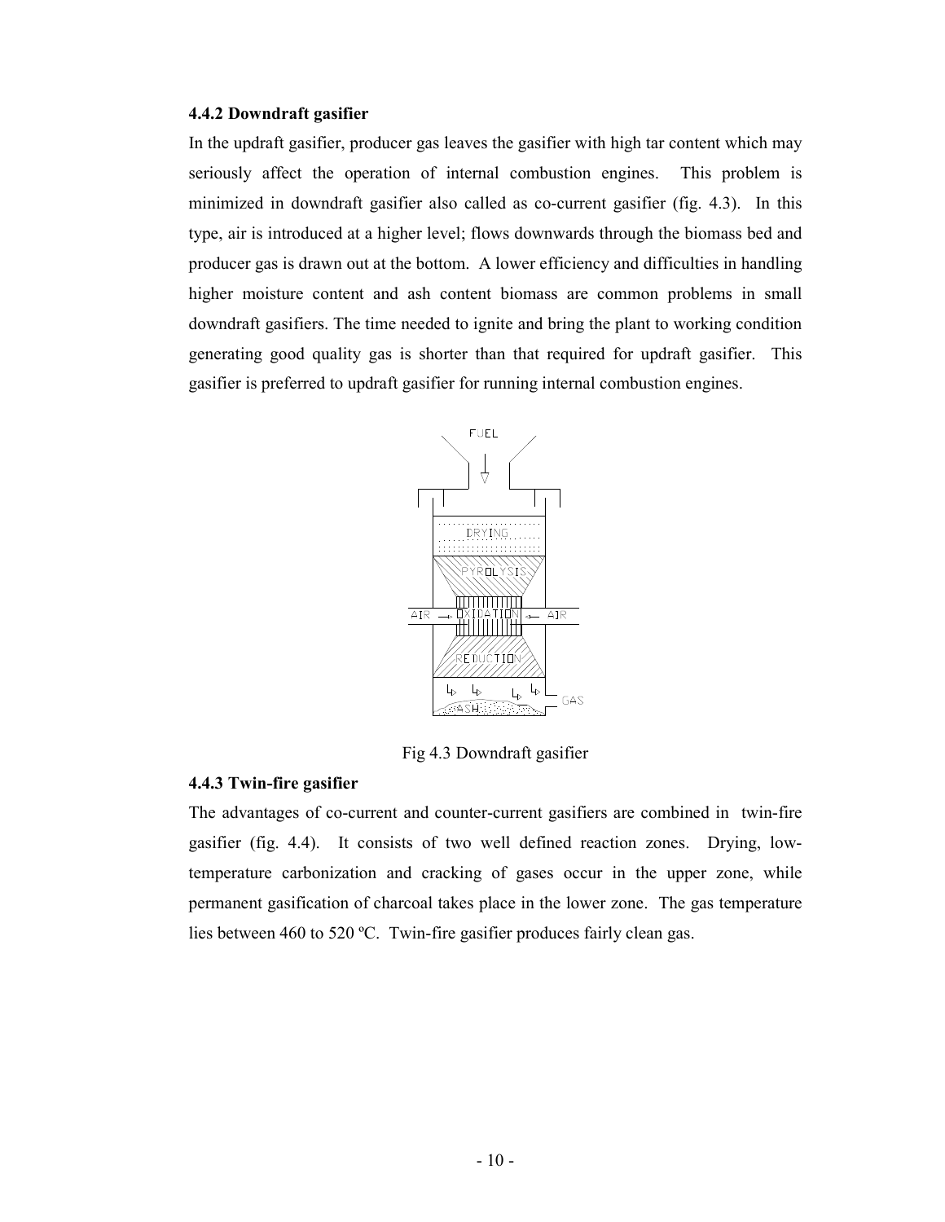### 4.4.2 Downdraft gasifier

In the updraft gasifier, producer gas leaves the gasifier with high tar content which may seriously affect the operation of internal combustion engines. This problem is minimized in downdraft gasifier also called as co-current gasifier (fig. 4.3). In this type, air is introduced at a higher level; flows downwards through the biomass bed and producer gas is drawn out at the bottom. A lower efficiency and difficulties in handling higher moisture content and ash content biomass are common problems in small downdraft gasifiers. The time needed to ignite and bring the plant to working condition generating good quality gas is shorter than that required for updraft gasifier. This gasifier is preferred to updraft gasifier for running internal combustion engines.

Fig 4.3 Downdraft gasifier

### 4.4.3 Twin-fire gasifier

The advantages of co-current and counter-current gasifiers are combined in twin-fire gasifier (fig. 4.4). It consists of two well defined reaction zones. Drying, low-temperature carbonization and cracking of gases occur in the upper zone, while permanent gasification of charcoal takes place in the lower zone. The gas temperature lies between 460 to 520 ºC. Twin-fire gasifier produces fairly clean gas.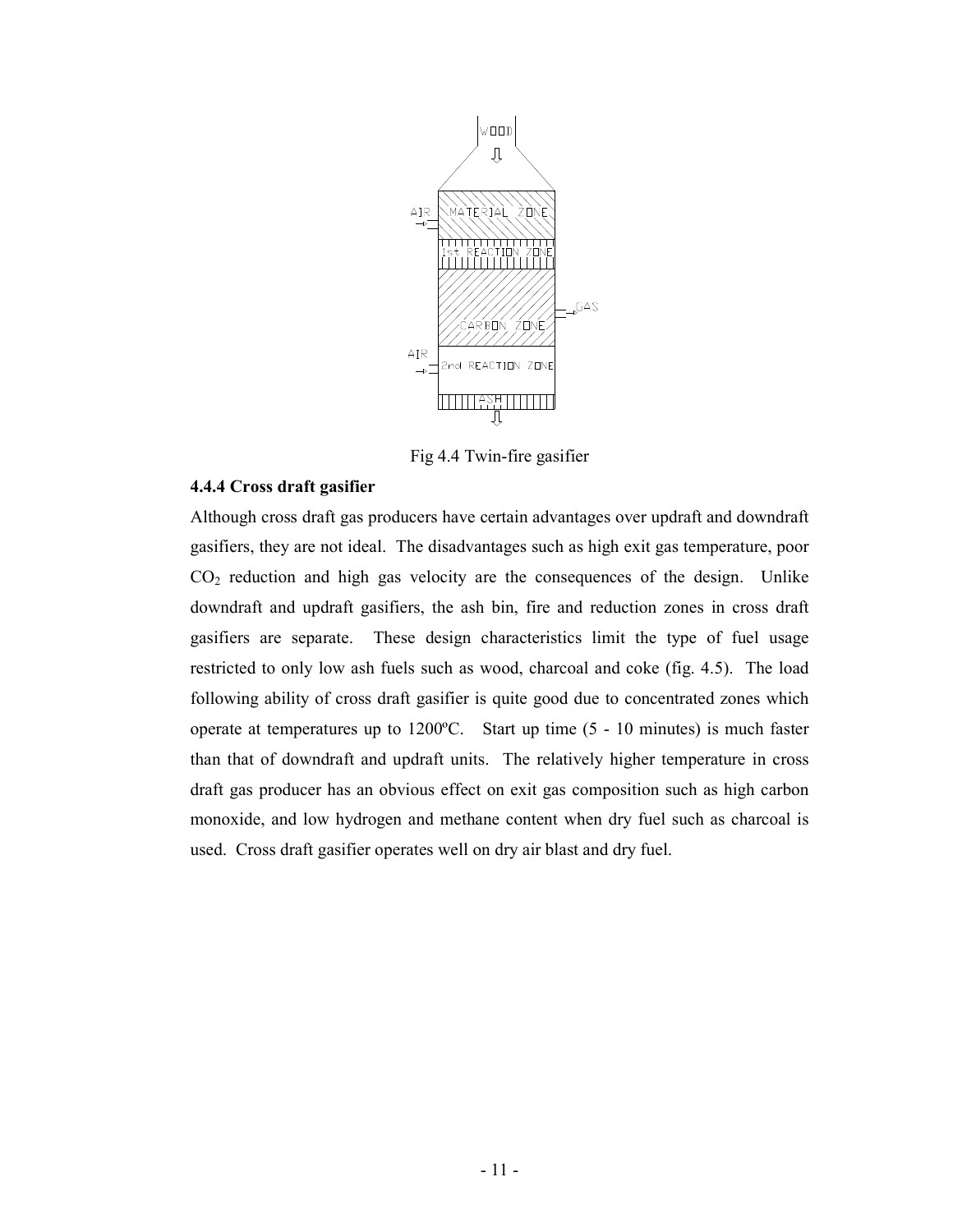Fig 4.4 Twin-fire gasifier

### 4.4.4 Cross draft gasifier

Although cross draft gas producers have certain advantages over updraft and downdraft gasifiers, they are not ideal. The disadvantages such as high exit gas temperature, poor $CO_2$ reduction and high gas velocity are the consequences of the design. Unlike downdraft and updraft gasifiers, the ash bin, fire and reduction zones in cross draft gasifiers are separate. These design characteristics limit the type of fuel usage restricted to only low ash fuels such as wood, charcoal and coke (fig. 4.5). The load following ability of cross draft gasifier is quite good due to concentrated zones which operate at temperatures up to 1200ºC. Start up time (5 - 10 minutes) is much faster than that of downdraft and updraft units. The relatively higher temperature in cross draft gas producer has an obvious effect on exit gas composition such as high carbon monoxide, and low hydrogen and methane content when dry fuel such as charcoal is used. Cross draft gasifier operates well on dry air blast and dry fuel.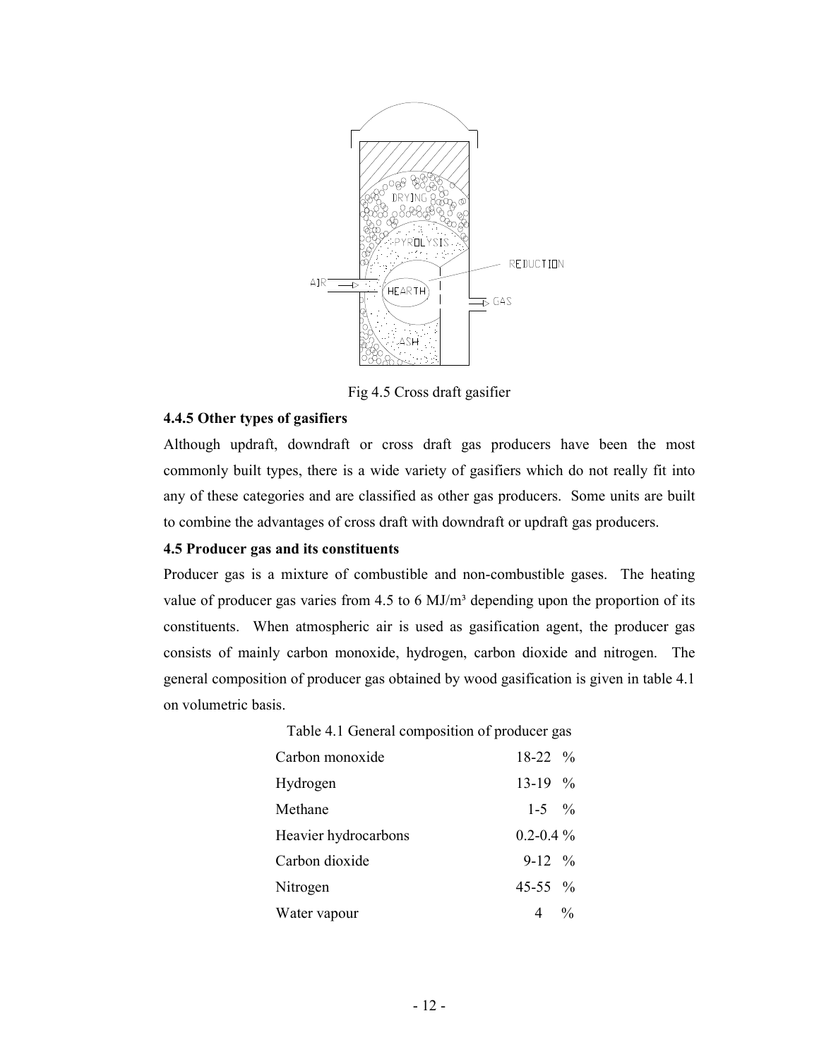Fig 4.5 Cross draft gasifier

### 4.4.5 Other types of gasifiers

Although updraft, downdraft or cross draft gas producers have been the most commonly built types, there is a wide variety of gasifiers which do not really fit into any of these categories and are classified as other gas producers. Some units are built to combine the advantages of cross draft with downdraft or updraft gas producers.

## 4.5 Producer gas and its constituents

Producer gas is a mixture of combustible and non-combustible gases. The heating value of producer gas varies from 4.5 to 6 MJ/m³ depending upon the proportion of its constituents. When atmospheric air is used as gasification agent, the producer gas consists of mainly carbon monoxide, hydrogen, carbon dioxide and nitrogen. The general composition of producer gas obtained by wood gasification is given in table 4.1 on volumetric basis.

Table 4.1 General composition of producer gas

| Constituent | Composition |
|---|---|
| Carbon monoxide | 18-22 % |
| Hydrogen | 13-19 % |
| Methane | 1-5 % |
| Heavier hydrocarbons | 0.2-0.4 % |
| Carbon dioxide | 9-12 % |
| Nitrogen | 45-55 % |
| Water vapour | 4 % |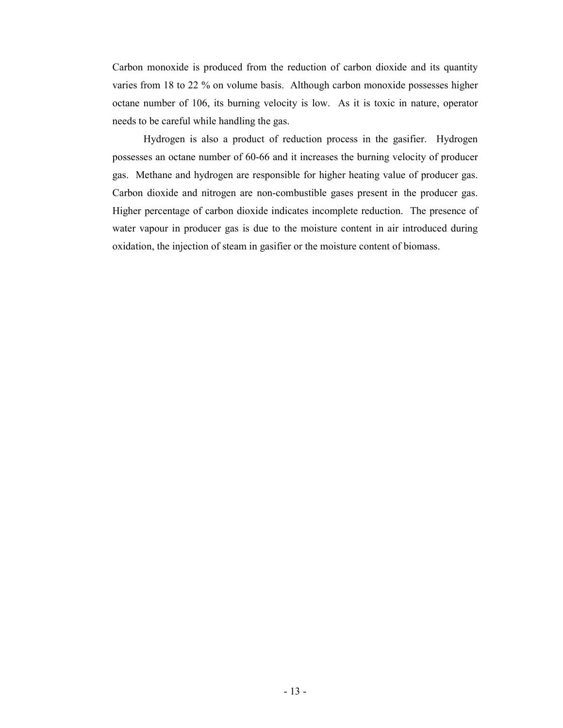Carbon monoxide is produced from the reduction of carbon dioxide and its quantity varies from 18 to 22 % on volume basis. Although carbon monoxide possesses higher octane number of 106, its burning velocity is low. As it is toxic in nature, operator needs to be careful while handling the gas.

Hydrogen is also a product of reduction process in the gasifier. Hydrogen possesses an octane number of 60-66 and it increases the burning velocity of producer gas. Methane and hydrogen are responsible for higher heating value of producer gas. Carbon dioxide and nitrogen are non-combustible gases present in the producer gas. Higher percentage of carbon dioxide indicates incomplete reduction. The presence of water vapour in producer gas is due to the moisture content in air introduced during oxidation, the injection of steam in gasifier or the moisture content of biomass.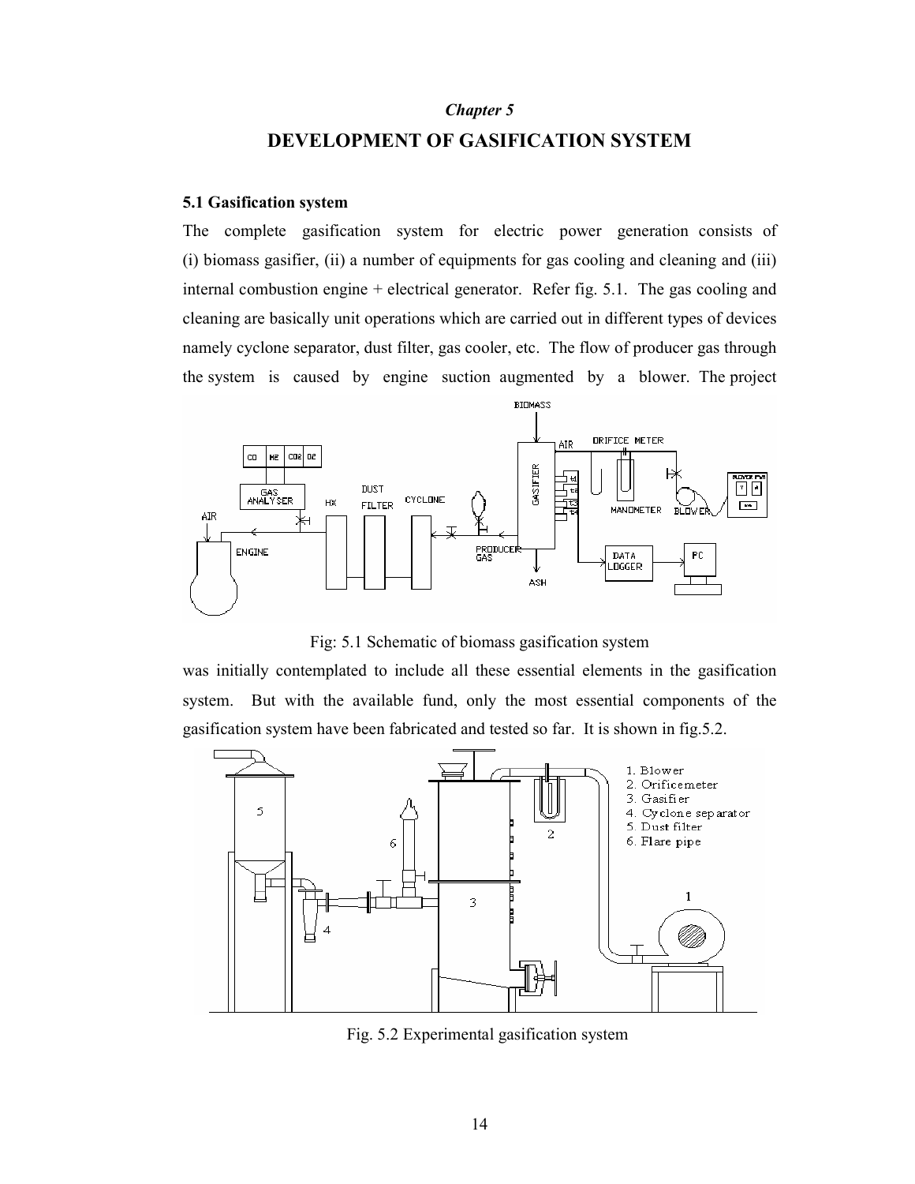*Chapter 5*

# DEVELOPMENT OF GASIFICATION SYSTEM

### 5.1 Gasification system

The complete gasification system for electric power generation consists of (i) biomass gasifier, (ii) a number of equipments for gas cooling and cleaning and (iii) internal combustion engine + electrical generator. Refer fig. 5.1. The gas cooling and cleaning are basically unit operations which are carried out in different types of devices namely cyclone separator, dust filter, gas cooler, etc. The flow of producer gas through the system is caused by engine suction augmented by a blower. The project was initially contemplated to include all these essential elements in the gasification system. But with the available fund, only the most essential components of the gasification system have been fabricated and tested so far. It is shown in fig.5.2.

Fig: 5.1 Schematic of biomass gasification system

Fig. 5.2 Experimental gasification system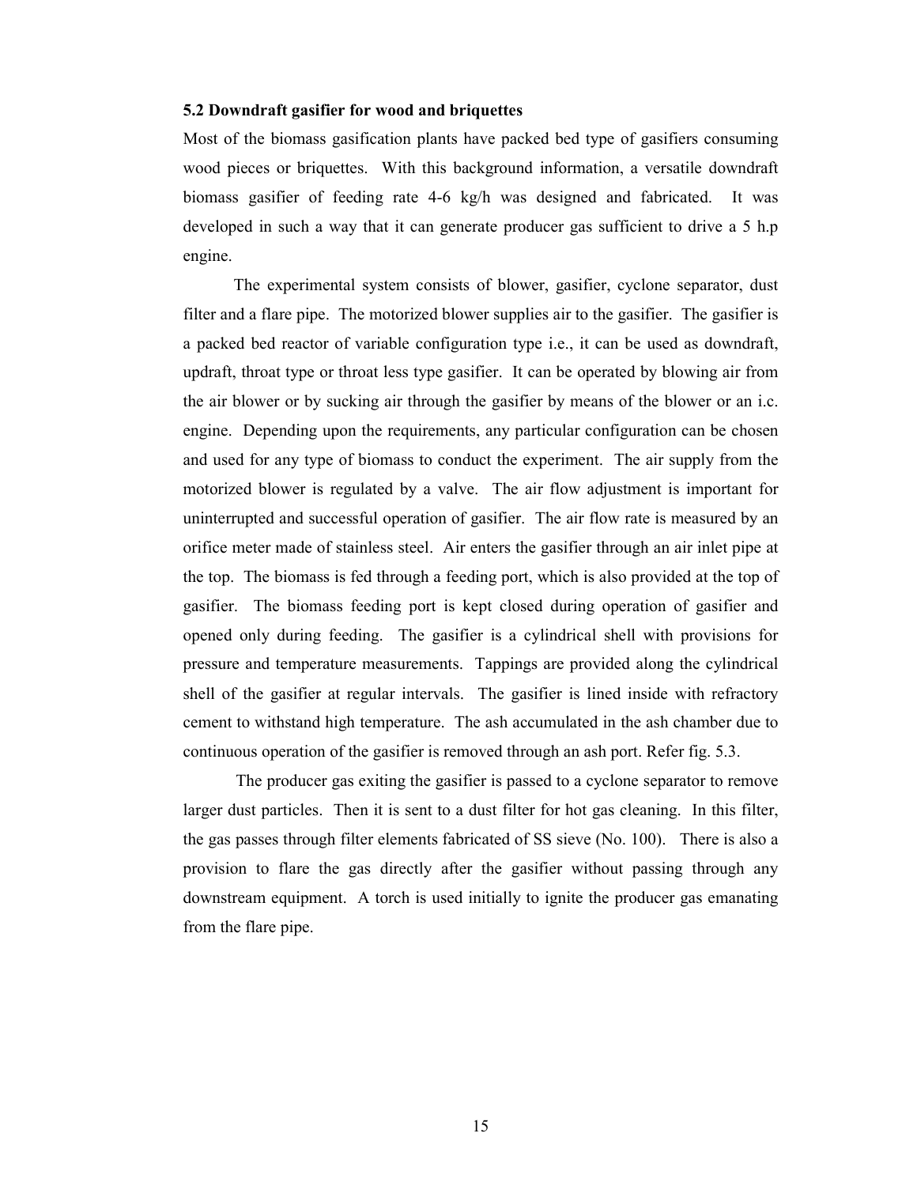### 5.2 Downdraft gasifier for wood and briquettes

Most of the biomass gasification plants have packed bed type of gasifiers consuming wood pieces or briquettes. With this background information, a versatile downdraft biomass gasifier of feeding rate 4-6 kg/h was designed and fabricated. It was developed in such a way that it can generate producer gas sufficient to drive a 5 h.p engine.

The experimental system consists of blower, gasifier, cyclone separator, dust filter and a flare pipe. The motorized blower supplies air to the gasifier. The gasifier is a packed bed reactor of variable configuration type i.e., it can be used as downdraft, updraft, throat type or throat less type gasifier. It can be operated by blowing air from the air blower or by sucking air through the gasifier by means of the blower or an i.c. engine. Depending upon the requirements, any particular configuration can be chosen and used for any type of biomass to conduct the experiment. The air supply from the motorized blower is regulated by a valve. The air flow adjustment is important for uninterrupted and successful operation of gasifier. The air flow rate is measured by an orifice meter made of stainless steel. Air enters the gasifier through an air inlet pipe at the top. The biomass is fed through a feeding port, which is also provided at the top of gasifier. The biomass feeding port is kept closed during operation of gasifier and opened only during feeding. The gasifier is a cylindrical shell with provisions for pressure and temperature measurements. Tappings are provided along the cylindrical shell of the gasifier at regular intervals. The gasifier is lined inside with refractory cement to withstand high temperature. The ash accumulated in the ash chamber due to continuous operation of the gasifier is removed through an ash port. Refer fig. 5.3.

The producer gas exiting the gasifier is passed to a cyclone separator to remove larger dust particles. Then it is sent to a dust filter for hot gas cleaning. In this filter, the gas passes through filter elements fabricated of SS sieve (No. 100). There is also a provision to flare the gas directly after the gasifier without passing through any downstream equipment. A torch is used initially to ignite the producer gas emanating from the flare pipe.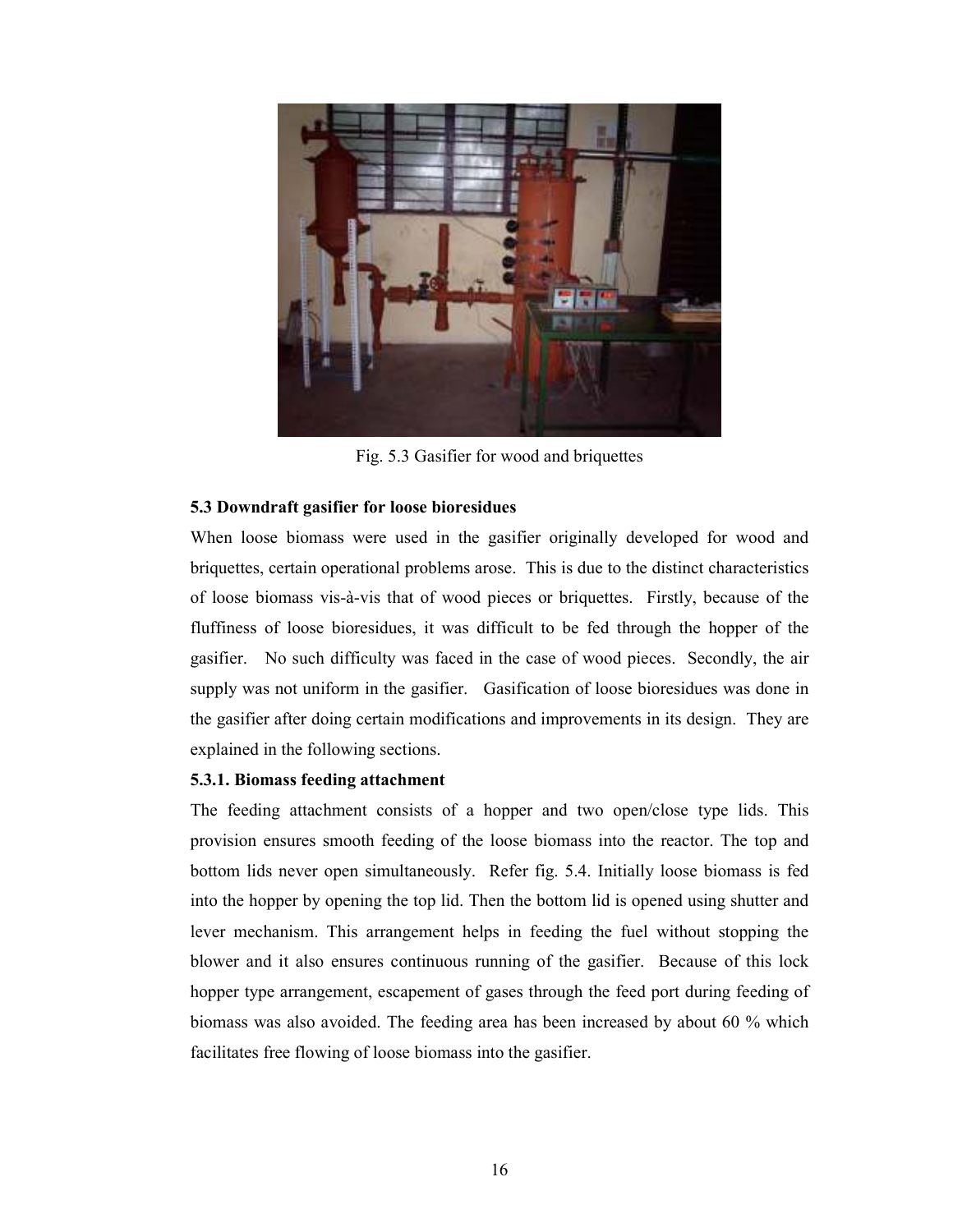Fig. 5.3 Gasifier for wood and briquettes

### 5.3 Downdraft gasifier for loose bioresidues

When loose biomass were used in the gasifier originally developed for wood and briquettes, certain operational problems arose. This is due to the distinct characteristics of loose biomass vis-à-vis that of wood pieces or briquettes. Firstly, because of the fluffiness of loose bioresidues, it was difficult to be fed through the hopper of the gasifier. No such difficulty was faced in the case of wood pieces. Secondly, the air supply was not uniform in the gasifier. Gasification of loose bioresidues was done in the gasifier after doing certain modifications and improvements in its design. They are explained in the following sections.

#### 5.3.1. Biomass feeding attachment

The feeding attachment consists of a hopper and two open/close type lids. This provision ensures smooth feeding of the loose biomass into the reactor. The top and bottom lids never open simultaneously. Refer fig. 5.4. Initially loose biomass is fed into the hopper by opening the top lid. Then the bottom lid is opened using shutter and lever mechanism. This arrangement helps in feeding the fuel without stopping the blower and it also ensures continuous running of the gasifier. Because of this lock hopper type arrangement, escapement of gases through the feed port during feeding of biomass was also avoided. The feeding area has been increased by about 60 % which facilitates free flowing of loose biomass into the gasifier.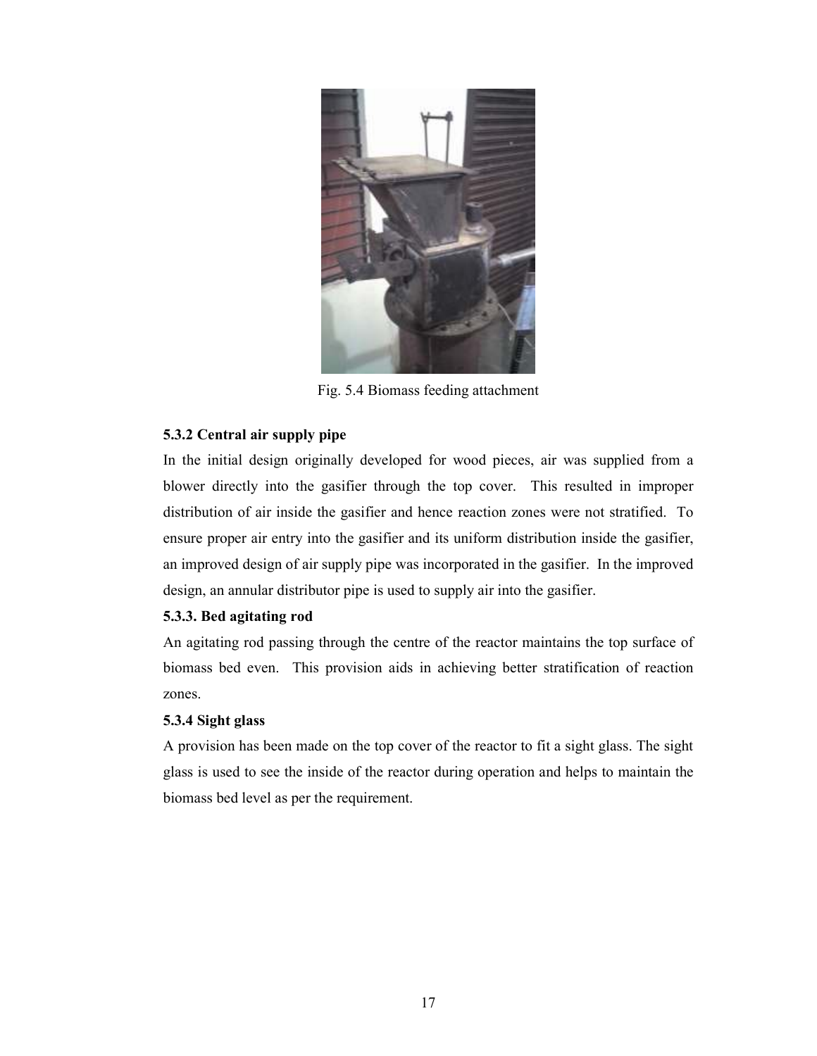Fig. 5.4 Biomass feeding attachment

### 5.3.2 Central air supply pipe

In the initial design originally developed for wood pieces, air was supplied from a blower directly into the gasifier through the top cover. This resulted in improper distribution of air inside the gasifier and hence reaction zones were not stratified. To ensure proper air entry into the gasifier and its uniform distribution inside the gasifier, an improved design of air supply pipe was incorporated in the gasifier. In the improved design, an annular distributor pipe is used to supply air into the gasifier.

### 5.3.3. Bed agitating rod

An agitating rod passing through the centre of the reactor maintains the top surface of biomass bed even. This provision aids in achieving better stratification of reaction zones.

### 5.3.4 Sight glass

A provision has been made on the top cover of the reactor to fit a sight glass. The sight glass is used to see the inside of the reactor during operation and helps to maintain the biomass bed level as per the requirement.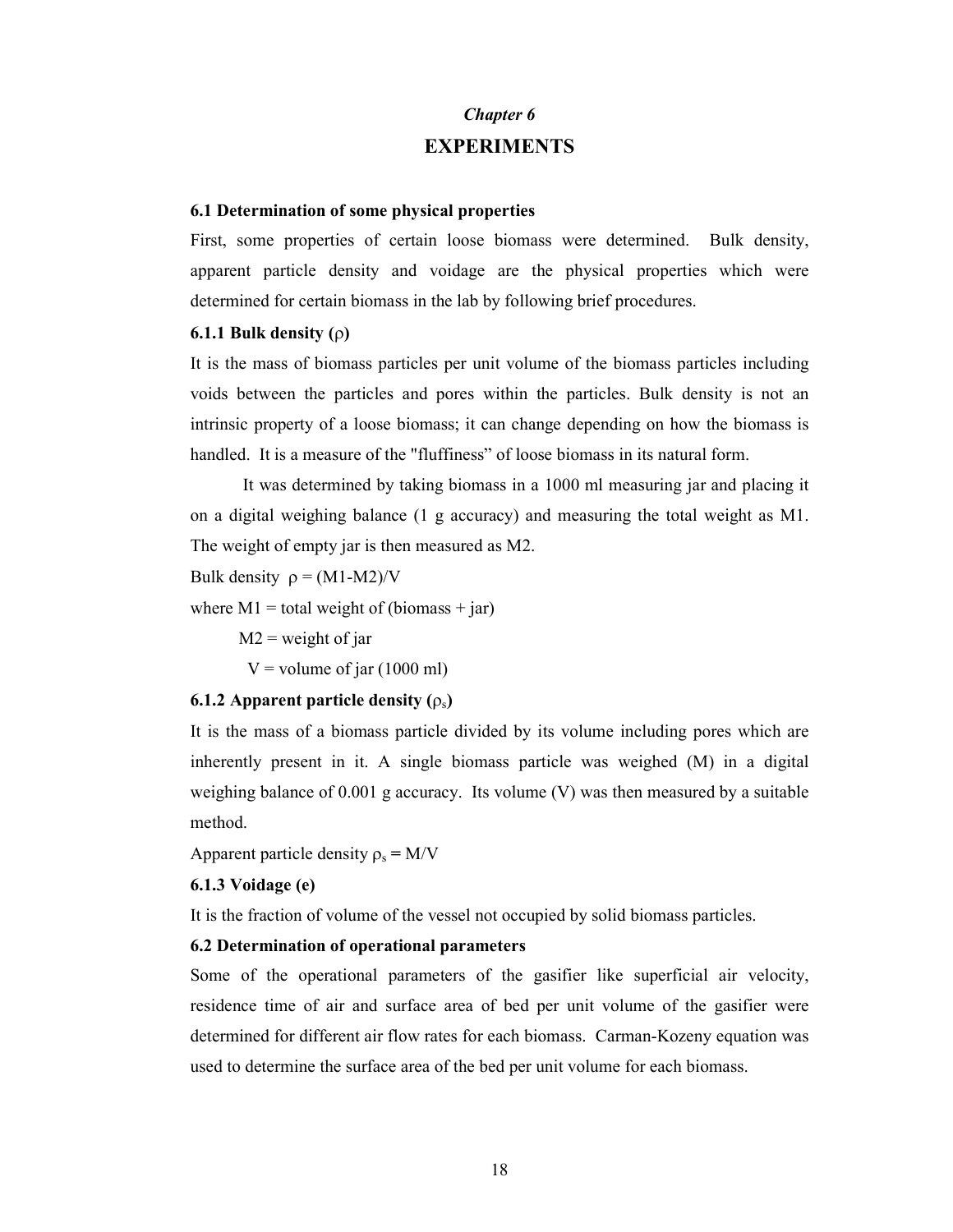*Chapter 6*

# EXPERIMENTS

### 6.1 Determination of some physical properties

First, some properties of certain loose biomass were determined. Bulk density, apparent particle density and voidage are the physical properties which were determined for certain biomass in the lab by following brief procedures.

#### 6.1.1 Bulk density ($\rho$)

It is the mass of biomass particles per unit volume of the biomass particles including voids between the particles and pores within the particles. Bulk density is not an intrinsic property of a loose biomass; it can change depending on how the biomass is handled. It is a measure of the "fluffiness" of loose biomass in its natural form.

It was determined by taking biomass in a 1000 ml measuring jar and placing it on a digital weighing balance (1 g accuracy) and measuring the total weight as M1. The weight of empty jar is then measured as M2.

Bulk density $\rho = (M1-M2)/V$

where M1 = total weight of (biomass + jar)

M2 = weight of jar

V = volume of jar (1000 ml)

#### 6.1.2 Apparent particle density ($\rho_s$)

It is the mass of a biomass particle divided by its volume including pores which are inherently present in it. A single biomass particle was weighed (M) in a digital weighing balance of 0.001 g accuracy. Its volume (V) was then measured by a suitable method.

Apparent particle density $\rho_s = M/V$

#### 6.1.3 Voidage (e)

It is the fraction of volume of the vessel not occupied by solid biomass particles.

### 6.2 Determination of operational parameters

Some of the operational parameters of the gasifier like superficial air velocity, residence time of air and surface area of bed per unit volume of the gasifier were determined for different air flow rates for each biomass. Carman-Kozeny equation was used to determine the surface area of the bed per unit volume for each biomass.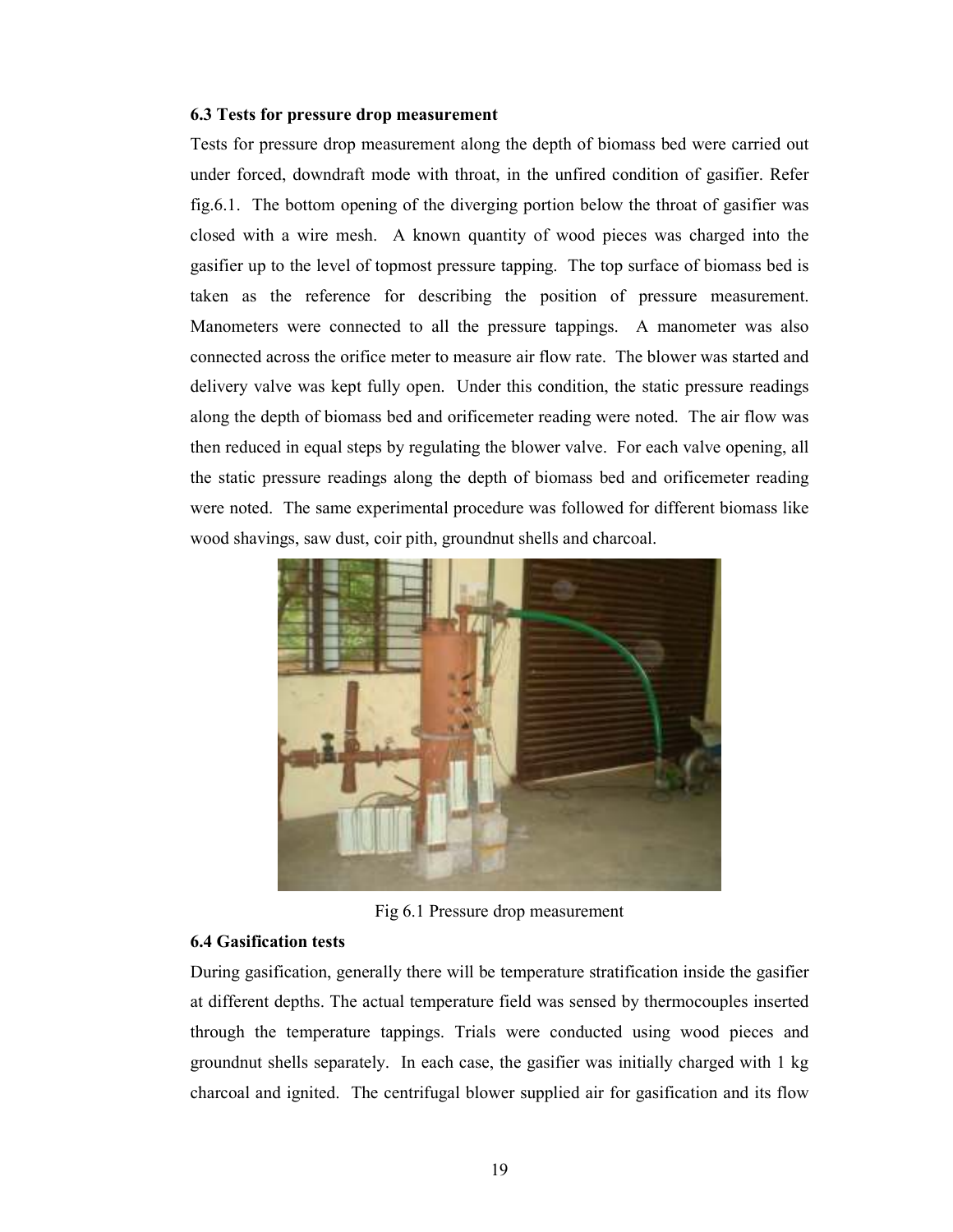### 6.3 Tests for pressure drop measurement

Tests for pressure drop measurement along the depth of biomass bed were carried out under forced, downdraft mode with throat, in the unfired condition of gasifier. Refer fig.6.1. The bottom opening of the diverging portion below the throat of gasifier was closed with a wire mesh. A known quantity of wood pieces was charged into the gasifier up to the level of topmost pressure tapping. The top surface of biomass bed is taken as the reference for describing the position of pressure measurement. Manometers were connected to all the pressure tappings. A manometer was also connected across the orifice meter to measure air flow rate. The blower was started and delivery valve was kept fully open. Under this condition, the static pressure readings along the depth of biomass bed and orificemeter reading were noted. The air flow was then reduced in equal steps by regulating the blower valve. For each valve opening, all the static pressure readings along the depth of biomass bed and orificemeter reading were noted. The same experimental procedure was followed for different biomass like wood shavings, saw dust, coir pith, groundnut shells and charcoal.

Fig 6.1 Pressure drop measurement

### 6.4 Gasification tests

During gasification, generally there will be temperature stratification inside the gasifier at different depths. The actual temperature field was sensed by thermocouples inserted through the temperature tappings. Trials were conducted using wood pieces and groundnut shells separately. In each case, the gasifier was initially charged with 1 kg charcoal and ignited. The centrifugal blower supplied air for gasification and its flow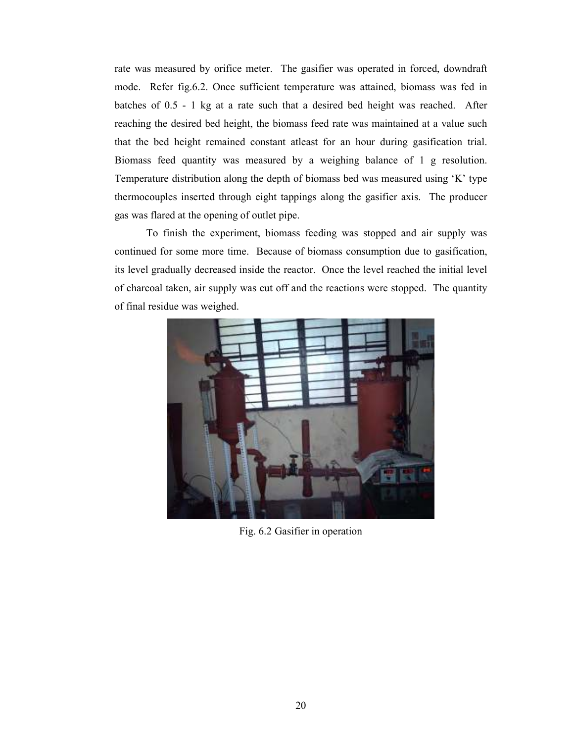rate was measured by orifice meter. The gasifier was operated in forced, downdraft mode. Refer fig.6.2. Once sufficient temperature was attained, biomass was fed in batches of 0.5 - 1 kg at a rate such that a desired bed height was reached. After reaching the desired bed height, the biomass feed rate was maintained at a value such that the bed height remained constant atleast for an hour during gasification trial. Biomass feed quantity was measured by a weighing balance of 1 g resolution. Temperature distribution along the depth of biomass bed was measured using 'K' type thermocouples inserted through eight tappings along the gasifier axis. The producer gas was flared at the opening of outlet pipe.

To finish the experiment, biomass feeding was stopped and air supply was continued for some more time. Because of biomass consumption due to gasification, its level gradually decreased inside the reactor. Once the level reached the initial level of charcoal taken, air supply was cut off and the reactions were stopped. The quantity of final residue was weighed.

Fig. 6.2 Gasifier in operation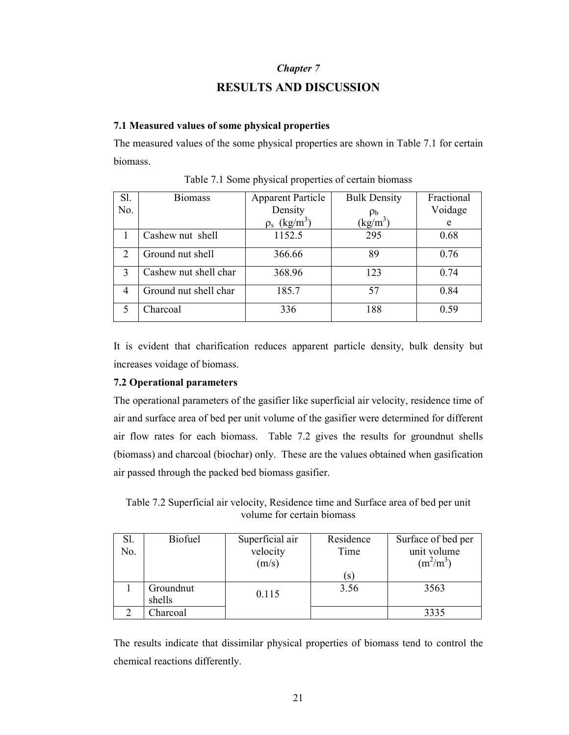*Chapter 7*

# RESULTS AND DISCUSSION

### 7.1 Measured values of some physical properties

The measured values of the some physical properties are shown in Table 7.1 for certain biomass.

Table 7.1 Some physical properties of certain biomass

| Sl. No. | Biomass | Apparent Particle Density $\rho_s$ (kg/m$^3$) | Bulk Density $\rho_b$ (kg/m$^3$) | Fractional Voidage e |
|---|---|---|---|---|
| 1 | Cashew nut shell | 1152.5 | 295 | 0.68 |
| 2 | Ground nut shell | 366.66 | 89 | 0.76 |
| 3 | Cashew nut shell char | 368.96 | 123 | 0.74 |
| 4 | Ground nut shell char | 185.7 | 57 | 0.84 |
| 5 | Charcoal | 336 | 188 | 0.59 |

It is evident that charification reduces apparent particle density, bulk density but increases voidage of biomass.

### 7.2 Operational parameters

The operational parameters of the gasifier like superficial air velocity, residence time of air and surface area of bed per unit volume of the gasifier were determined for different air flow rates for each biomass. Table 7.2 gives the results for groundnut shells (biomass) and charcoal (biochar) only. These are the values obtained when gasification air passed through the packed bed biomass gasifier.

Table 7.2 Superficial air velocity, Residence time and Surface area of bed per unit volume for certain biomass

| Sl. No. | Biofuel | Superficial air velocity (m/s) | Residence Time (s) | Surface of bed per unit volume (m$^2$/m$^3$) |
|---|---|---|---|---|
| 1 | Groundnut shells | 0.115 | 3.56 | 3563 |
| 2 | Charcoal | | | 3335 |

The results indicate that dissimilar physical properties of biomass tend to control the chemical reactions differently.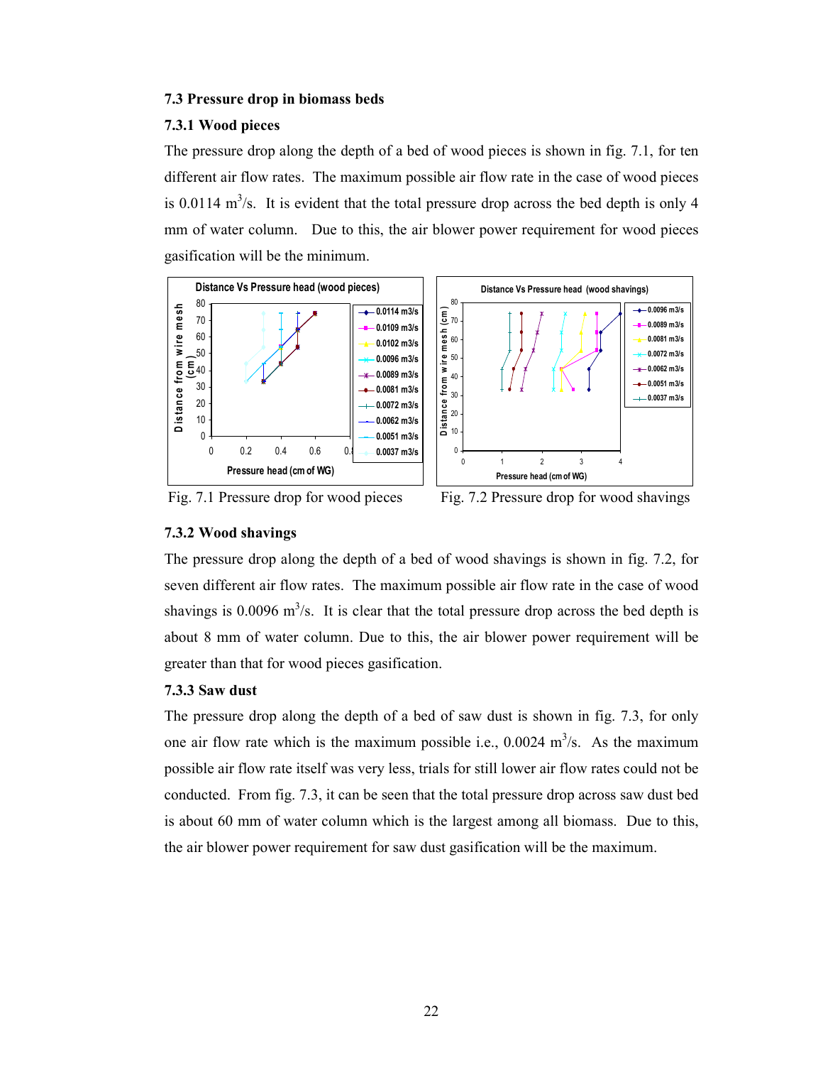### 7.3 Pressure drop in biomass beds

### 7.3.1 Wood pieces

The pressure drop along the depth of a bed of wood pieces is shown in fig. 7.1, for ten different air flow rates. The maximum possible air flow rate in the case of wood pieces is 0.0114 $m^3/s$. It is evident that the total pressure drop across the bed depth is only 4 mm of water column. Due to this, the air blower power requirement for wood pieces gasification will be the minimum.

Fig. 7.1 Pressure drop for wood pieces

Fig. 7.2 Pressure drop for wood shavings

### 7.3.2 Wood shavings

The pressure drop along the depth of a bed of wood shavings is shown in fig. 7.2, for seven different air flow rates. The maximum possible air flow rate in the case of wood shavings is 0.0096 $m^3/s$. It is clear that the total pressure drop across the bed depth is about 8 mm of water column. Due to this, the air blower power requirement will be greater than that for wood pieces gasification.

### 7.3.3 Saw dust

The pressure drop along the depth of a bed of saw dust is shown in fig. 7.3, for only one air flow rate which is the maximum possible i.e., 0.0024 $m^3/s$. As the maximum possible air flow rate itself was very less, trials for still lower air flow rates could not be conducted. From fig. 7.3, it can be seen that the total pressure drop across saw dust bed is about 60 mm of water column which is the largest among all biomass. Due to this, the air blower power requirement for saw dust gasification will be the maximum.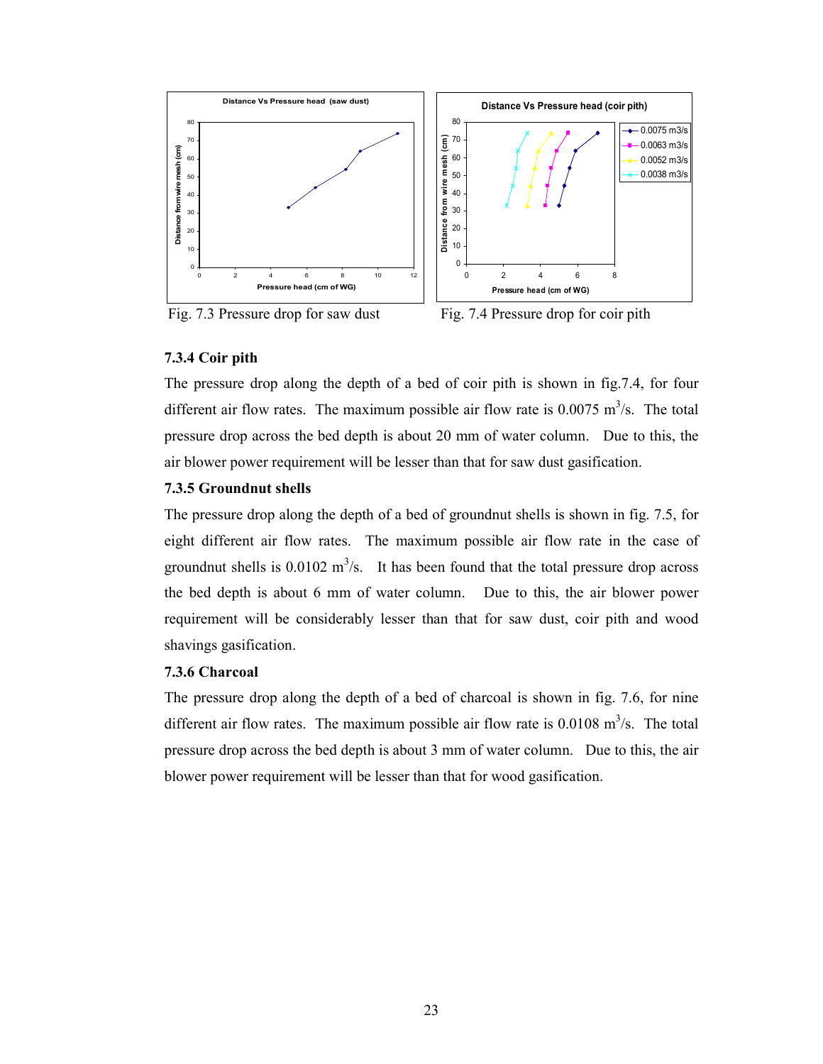Fig. 7.3 Pressure drop for saw dust

Fig. 7.4 Pressure drop for coir pith

### 7.3.4 Coir pith

The pressure drop along the depth of a bed of coir pith is shown in fig.7.4, for four different air flow rates. The maximum possible air flow rate is 0.0075 $m^3/s$. The total pressure drop across the bed depth is about 20 mm of water column. Due to this, the air blower power requirement will be lesser than that for saw dust gasification.

### 7.3.5 Groundnut shells

The pressure drop along the depth of a bed of groundnut shells is shown in fig. 7.5, for eight different air flow rates. The maximum possible air flow rate in the case of groundnut shells is 0.0102 $m^3/s$. It has been found that the total pressure drop across the bed depth is about 6 mm of water column. Due to this, the air blower power requirement will be considerably lesser than that for saw dust, coir pith and wood shavings gasification.

### 7.3.6 Charcoal

The pressure drop along the depth of a bed of charcoal is shown in fig. 7.6, for nine different air flow rates. The maximum possible air flow rate is 0.0108 $m^3/s$. The total pressure drop across the bed depth is about 3 mm of water column. Due to this, the air blower power requirement will be lesser than that for wood gasification.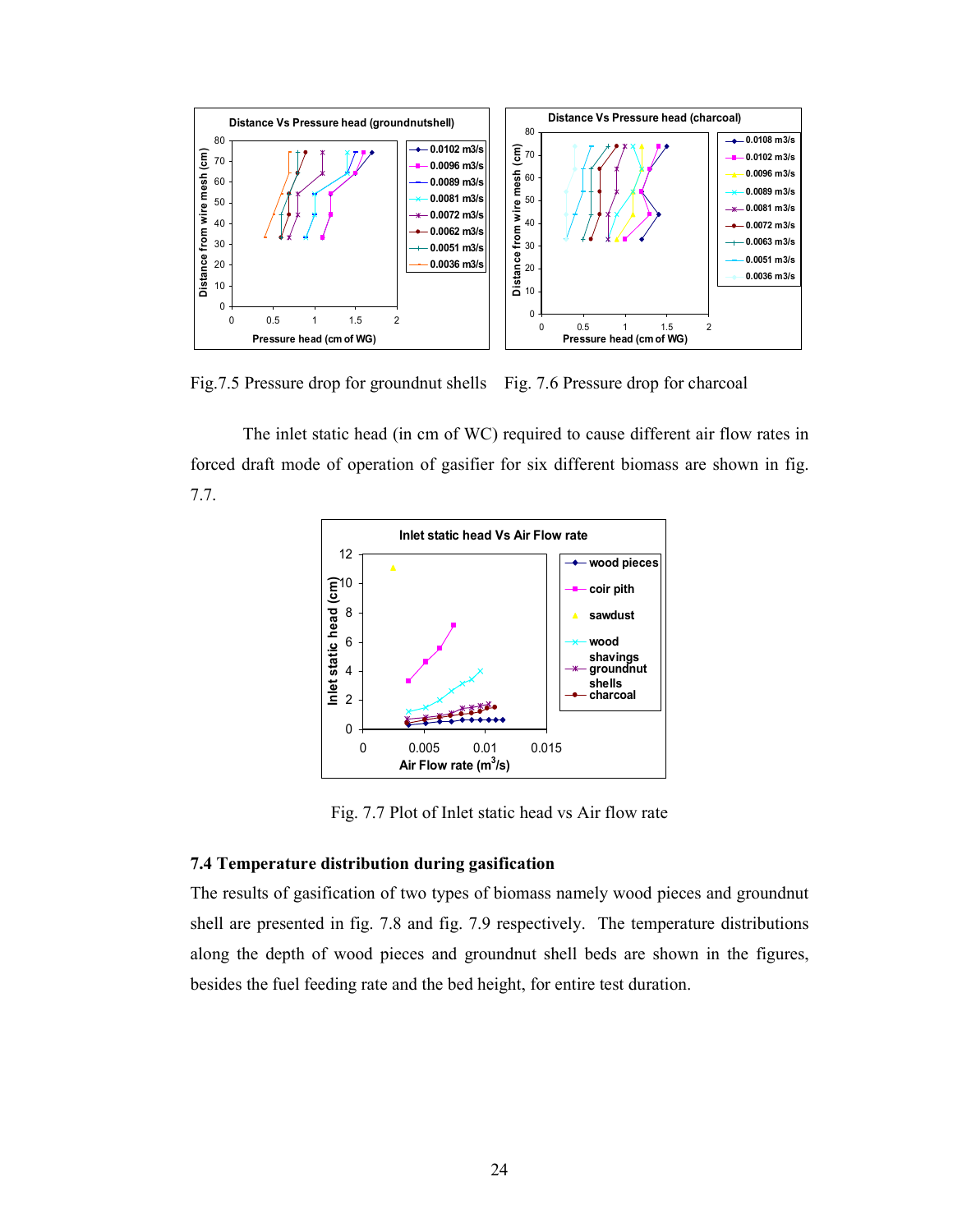Fig.7.5 Pressure drop for groundnut shells    Fig. 7.6 Pressure drop for charcoal

The inlet static head (in cm of WC) required to cause different air flow rates in forced draft mode of operation of gasifier for six different biomass are shown in fig. 7.7.

Fig. 7.7 Plot of Inlet static head vs Air flow rate

### 7.4 Temperature distribution during gasification

The results of gasification of two types of biomass namely wood pieces and groundnut shell are presented in fig. 7.8 and fig. 7.9 respectively. The temperature distributions along the depth of wood pieces and groundnut shell beds are shown in the figures, besides the fuel feeding rate and the bed height, for entire test duration.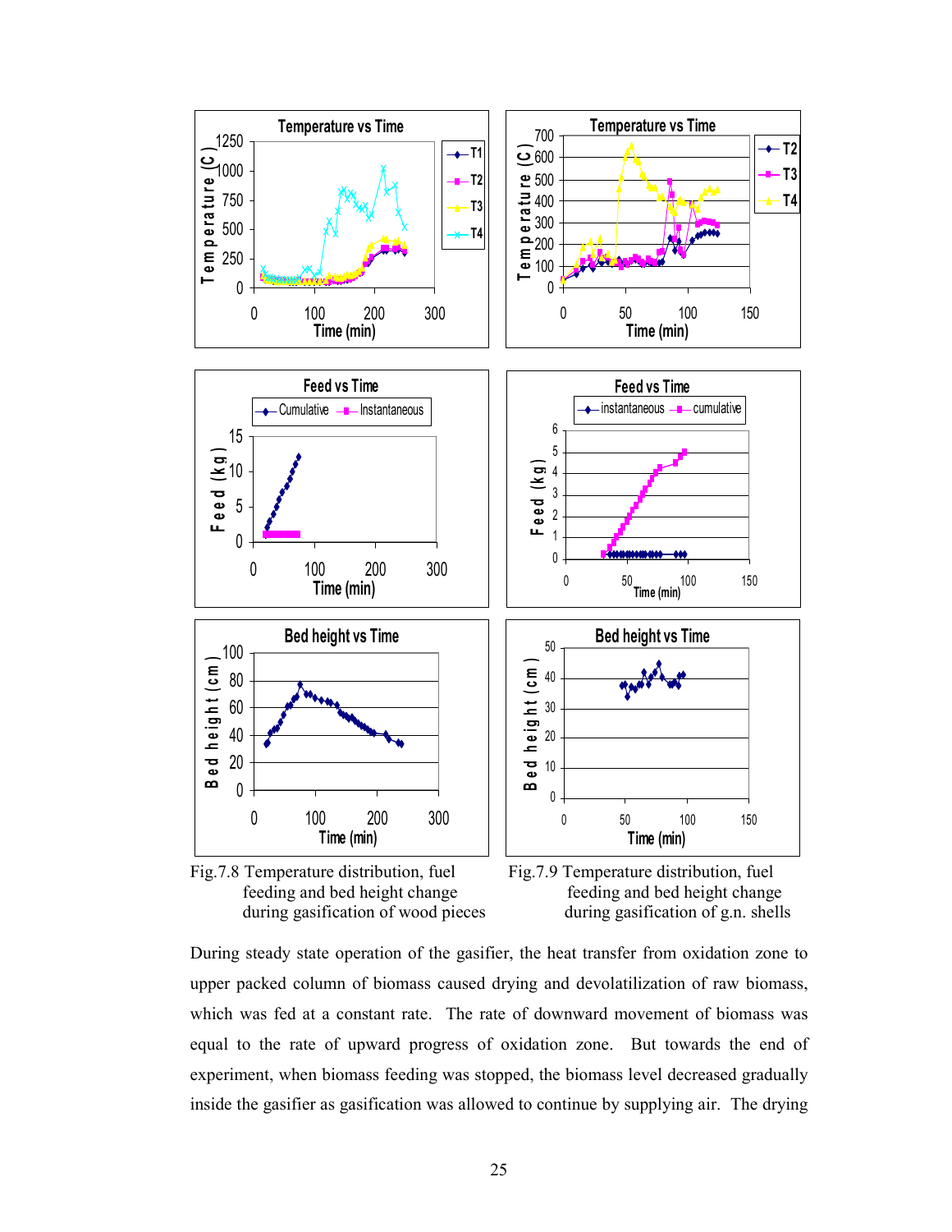Fig.7.8 Temperature distribution, fuel feeding and bed height change during gasification of wood pieces

Fig.7.9 Temperature distribution, fuel feeding and bed height change during gasification of g.n. shells

During steady state operation of the gasifier, the heat transfer from oxidation zone to upper packed column of biomass caused drying and devolatilization of raw biomass, which was fed at a constant rate. The rate of downward movement of biomass was equal to the rate of upward progress of oxidation zone. But towards the end of experiment, when biomass feeding was stopped, the biomass level decreased gradually inside the gasifier as gasification was allowed to continue by supplying air. The drying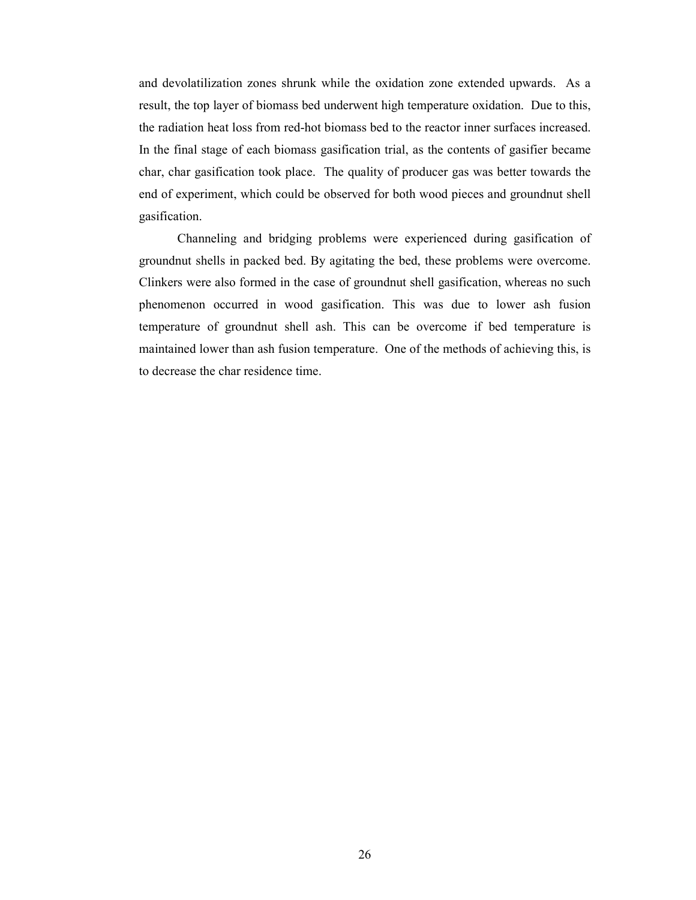and devolatilization zones shrunk while the oxidation zone extended upwards. As a result, the top layer of biomass bed underwent high temperature oxidation. Due to this, the radiation heat loss from red-hot biomass bed to the reactor inner surfaces increased. In the final stage of each biomass gasification trial, as the contents of gasifier became char, char gasification took place. The quality of producer gas was better towards the end of experiment, which could be observed for both wood pieces and groundnut shell gasification.

Channeling and bridging problems were experienced during gasification of groundnut shells in packed bed. By agitating the bed, these problems were overcome. Clinkers were also formed in the case of groundnut shell gasification, whereas no such phenomenon occurred in wood gasification. This was due to lower ash fusion temperature of groundnut shell ash. This can be overcome if bed temperature is maintained lower than ash fusion temperature. One of the methods of achieving this, is to decrease the char residence time.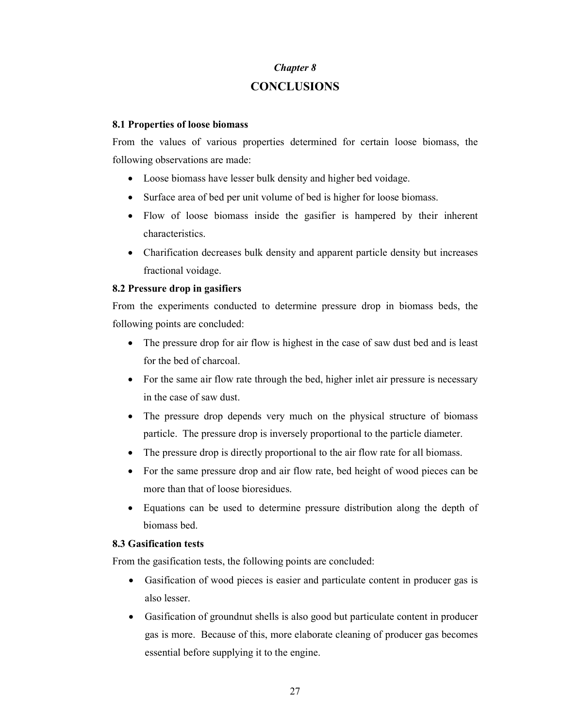*Chapter 8*

# CONCLUSIONS

### 8.1 Properties of loose biomass

From the values of various properties determined for certain loose biomass, the following observations are made:

- Loose biomass have lesser bulk density and higher bed voidage.
- Surface area of bed per unit volume of bed is higher for loose biomass.
- Flow of loose biomass inside the gasifier is hampered by their inherent characteristics.
- Charification decreases bulk density and apparent particle density but increases fractional voidage.

### 8.2 Pressure drop in gasifiers

From the experiments conducted to determine pressure drop in biomass beds, the following points are concluded:

- The pressure drop for air flow is highest in the case of saw dust bed and is least for the bed of charcoal.
- For the same air flow rate through the bed, higher inlet air pressure is necessary in the case of saw dust.
- The pressure drop depends very much on the physical structure of biomass particle. The pressure drop is inversely proportional to the particle diameter.
- The pressure drop is directly proportional to the air flow rate for all biomass.
- For the same pressure drop and air flow rate, bed height of wood pieces can be more than that of loose bioresidues.
- Equations can be used to determine pressure distribution along the depth of biomass bed.

### 8.3 Gasification tests

From the gasification tests, the following points are concluded:

- Gasification of wood pieces is easier and particulate content in producer gas is also lesser.
- Gasification of groundnut shells is also good but particulate content in producer gas is more. Because of this, more elaborate cleaning of producer gas becomes essential before supplying it to the engine.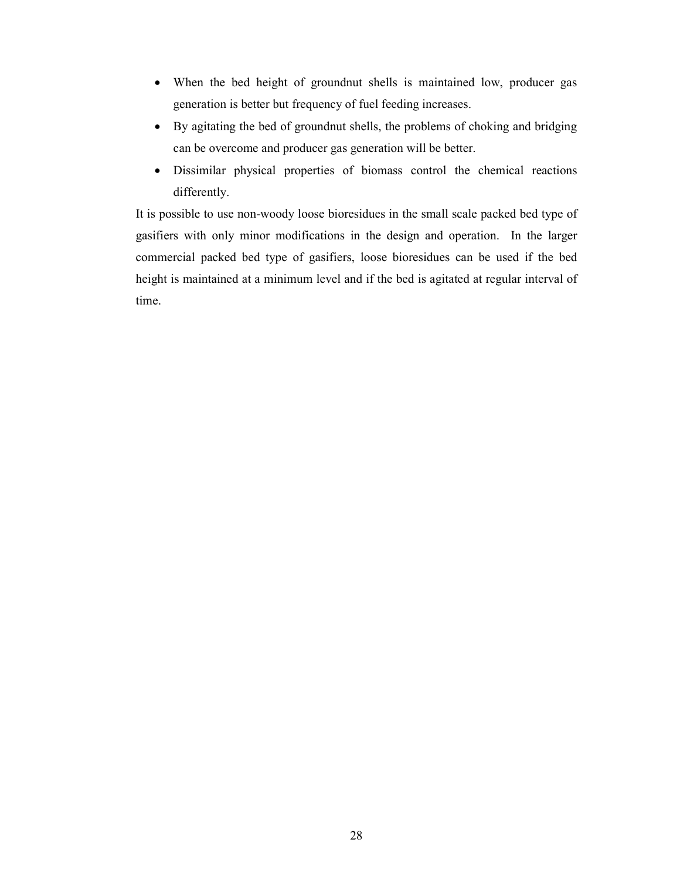- When the bed height of groundnut shells is maintained low, producer gas generation is better but frequency of fuel feeding increases.
- By agitating the bed of groundnut shells, the problems of choking and bridging can be overcome and producer gas generation will be better.
- Dissimilar physical properties of biomass control the chemical reactions differently.

It is possible to use non-woody loose bioresidues in the small scale packed bed type of gasifiers with only minor modifications in the design and operation. In the larger commercial packed bed type of gasifiers, loose bioresidues can be used if the bed height is maintained at a minimum level and if the bed is agitated at regular interval of time.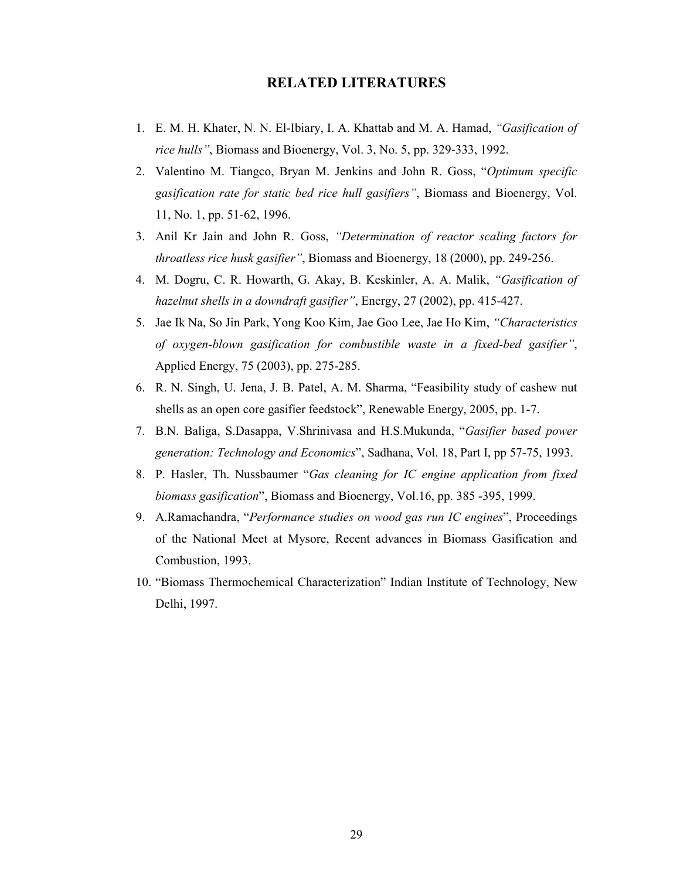## RELATED LITERATURES

1. E. M. H. Khater, N. N. El-Ibiary, I. A. Khattab and M. A. Hamad, *"Gasification of rice hulls"*, Biomass and Bioenergy, Vol. 3, No. 5, pp. 329-333, 1992.
2. Valentino M. Tiangco, Bryan M. Jenkins and John R. Goss, "*Optimum specific gasification rate for static bed rice hull gasifiers"*, Biomass and Bioenergy, Vol. 11, No. 1, pp. 51-62, 1996.
3. Anil Kr Jain and John R. Goss, *"Determination of reactor scaling factors for throatless rice husk gasifier"*, Biomass and Bioenergy, 18 (2000), pp. 249-256.
4. M. Dogru, C. R. Howarth, G. Akay, B. Keskinler, A. A. Malik, *"Gasification of hazelnut shells in a downdraft gasifier"*, Energy, 27 (2002), pp. 415-427.
5. Jae Ik Na, So Jin Park, Yong Koo Kim, Jae Goo Lee, Jae Ho Kim, *"Characteristics of oxygen-blown gasification for combustible waste in a fixed-bed gasifier"*, Applied Energy, 75 (2003), pp. 275-285.
6. R. N. Singh, U. Jena, J. B. Patel, A. M. Sharma, "Feasibility study of cashew nut shells as an open core gasifier feedstock", Renewable Energy, 2005, pp. 1-7.
7. B.N. Baliga, S.Dasappa, V.Shrinivasa and H.S.Mukunda, "*Gasifier based power generation: Technology and Economics*", Sadhana, Vol. 18, Part I, pp 57-75, 1993.
8. P. Hasler, Th. Nussbaumer "*Gas cleaning for IC engine application from fixed biomass gasification*", Biomass and Bioenergy, Vol.16, pp. 385 -395, 1999.
9. A.Ramachandra, "*Performance studies on wood gas run IC engines*", Proceedings of the National Meet at Mysore, Recent advances in Biomass Gasification and Combustion, 1993.
10. "Biomass Thermochemical Characterization" Indian Institute of Technology, New Delhi, 1997.